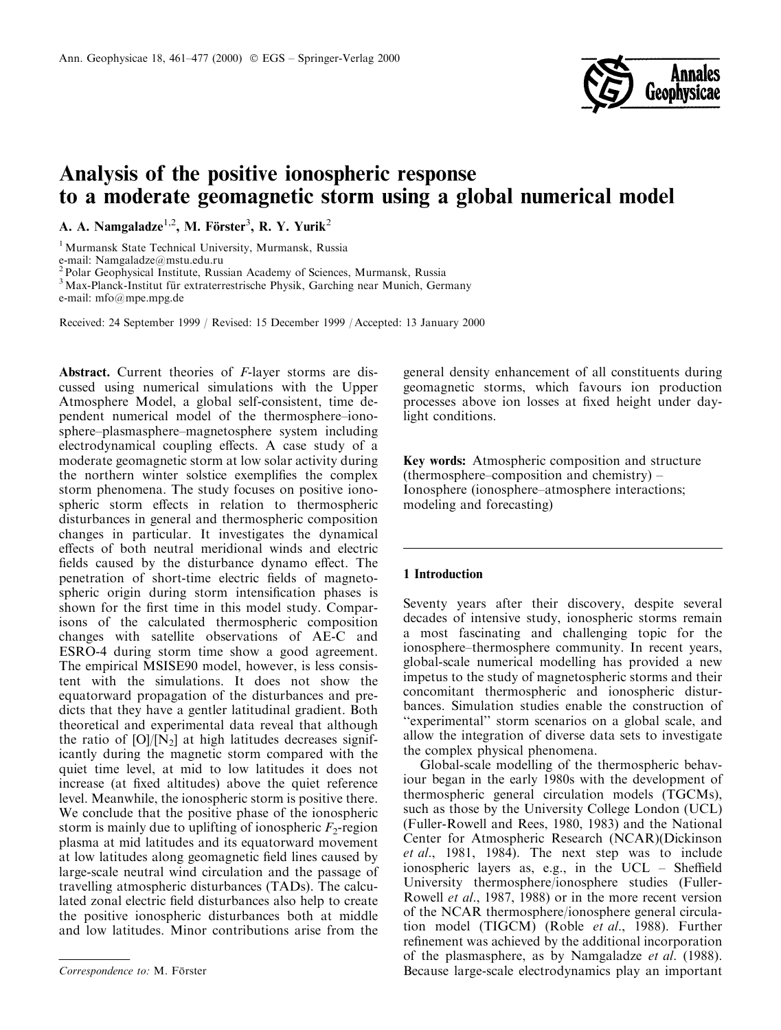# Analysis of the positive ionospheric response to a moderate geomagnetic storm using a global numerical model

A. A. Namgaladze[1,2], M. Förster[3], R. Y. Yurik[2]

[1] Murmansk State Technical University, Murmansk, Russia
e-mail: Namgaladze@mstu.edu.ru
[2] Polar Geophysical Institute, Russian Academy of Sciences, Murmansk, Russia
[3] Max-Planck-Institut für extraterrestrische Physik, Garching near Munich, Germany
e-mail: mfo@mpe.mpg.de

Received: 24 September 1999 / Revised: 15 December 1999 / Accepted: 13 January 2000

**Abstract.** Current theories of *F*-layer storms are discussed using numerical simulations with the Upper Atmosphere Model, a global self-consistent, time dependent numerical model of the thermosphere–ionosphere–plasmasphere–magnetosphere system including electrodynamical coupling effects. A case study of a moderate geomagnetic storm at low solar activity during the northern winter solstice exemplifies the complex storm phenomena. The study focuses on positive ionospheric storm effects in relation to thermospheric disturbances in general and thermospheric composition changes in particular. It investigates the dynamical effects of both neutral meridional winds and electric fields caused by the disturbance dynamo effect. The penetration of short-time electric fields of magnetospheric origin during storm intensification phases is shown for the first time in this model study. Comparisons of the calculated thermospheric composition changes with satellite observations of AE-C and ESRO-4 during storm time show a good agreement. The empirical MSISE90 model, however, is less consistent with the simulations. It does not show the equatorward propagation of the disturbances and predicts that they have a gentler latitudinal gradient. Both theoretical and experimental data reveal that although the ratio of [O]/[$N_2$] at high latitudes decreases significantly during the magnetic storm compared with the quiet time level, at mid to low latitudes it does not increase (at fixed altitudes) above the quiet reference level. Meanwhile, the ionospheric storm is positive there. We conclude that the positive phase of the ionospheric storm is mainly due to uplifting of ionospheric $F_2$-region plasma at mid latitudes and its equatorward movement at low latitudes along geomagnetic field lines caused by large-scale neutral wind circulation and the passage of travelling atmospheric disturbances (TADs). The calculated zonal electric field disturbances also help to create the positive ionospheric disturbances both at middle and low latitudes. Minor contributions arise from the general density enhancement of all constituents during geomagnetic storms, which favours ion production processes above ion losses at fixed height under daylight conditions.

**Key words:** Atmospheric composition and structure (thermosphere–composition and chemistry) – Ionosphere (ionosphere–atmosphere interactions; modeling and forecasting)

## 1 Introduction

Seventy years after their discovery, despite several decades of intensive study, ionospheric storms remain a most fascinating and challenging topic for the ionosphere–thermosphere community. In recent years, global-scale numerical modelling has provided a new impetus to the study of magnetospheric storms and their concomitant thermospheric and ionospheric disturbances. Simulation studies enable the construction of "experimental" storm scenarios on a global scale, and allow the integration of diverse data sets to investigate the complex physical phenomena.

Global-scale modelling of the thermospheric behaviour began in the early 1980s with the development of thermospheric general circulation models (TGCMs), such as those by the University College London (UCL) (Fuller-Rowell and Rees, 1980, 1983) and the National Center for Atmospheric Research (NCAR)(Dickinson *et al*., 1981, 1984). The next step was to include ionospheric layers as, e.g., in the UCL – Sheffield University thermosphere/ionosphere studies (Fuller-Rowell *et al*., 1987, 1988) or in the more recent version of the NCAR thermosphere/ionosphere general circulation model (TIGCM) (Roble *et al*., 1988). Further refinement was achieved by the additional incorporation of the plasmasphere, as by Namgaladze *et al*. (1988). Because large-scale electrodynamics play an important

*Correspondence to:* M. Förster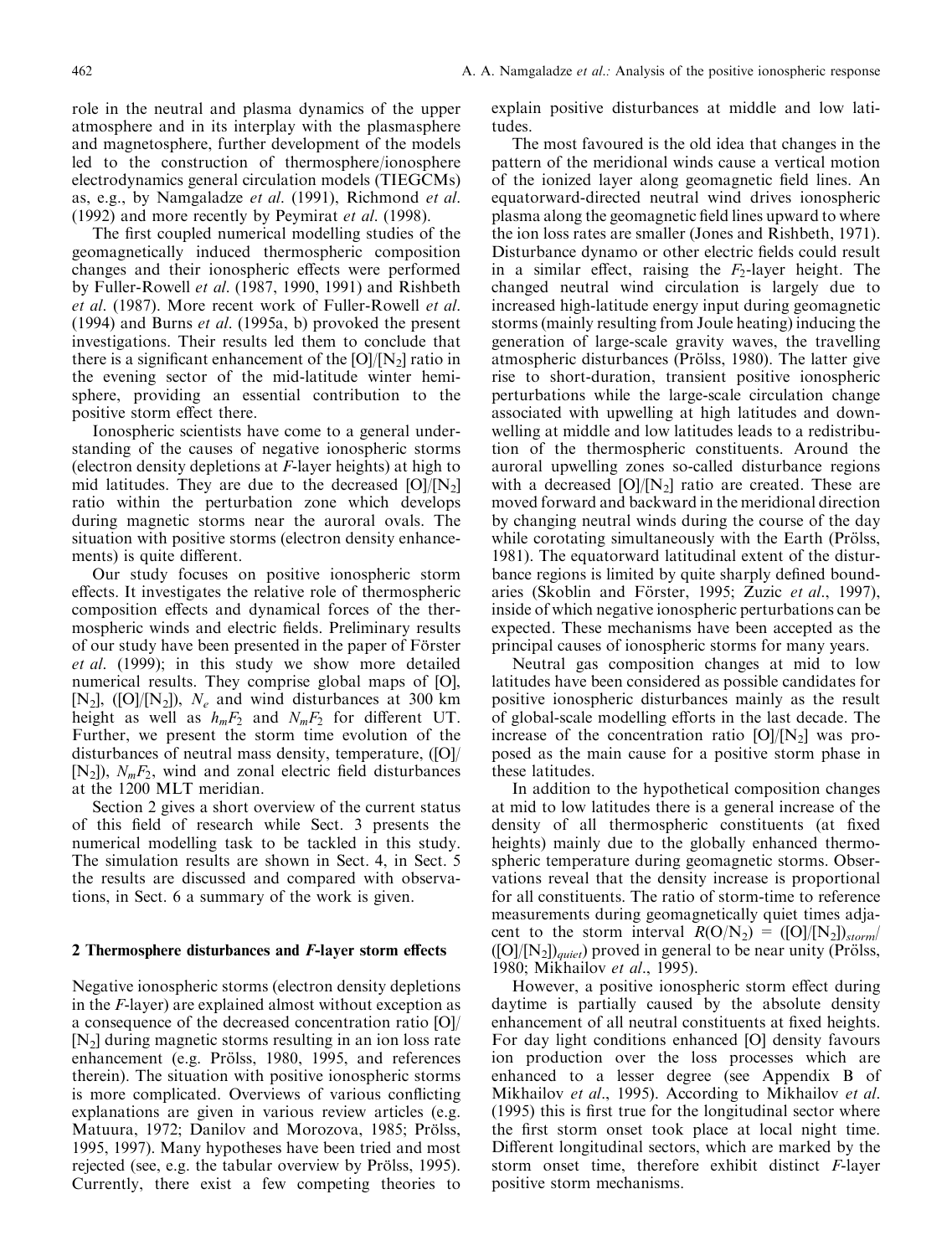role in the neutral and plasma dynamics of the upper atmosphere and in its interplay with the plasmasphere and magnetosphere, further development of the models led to the construction of thermosphere/ionosphere electrodynamics general circulation models (TIEGCMs) as, e.g., by Namgaladze *et al.* (1991), Richmond *et al.* (1992) and more recently by Peymirat *et al.* (1998).

The first coupled numerical modelling studies of the geomagnetically induced thermospheric composition changes and their ionospheric effects were performed by Fuller-Rowell *et al.* (1987, 1990, 1991) and Rishbeth *et al.* (1987). More recent work of Fuller-Rowell *et al.* (1994) and Burns *et al.* (1995a, b) provoked the present investigations. Their results led them to conclude that there is a significant enhancement of the [O]/[$N_2$] ratio in the evening sector of the mid-latitude winter hemisphere, providing an essential contribution to the positive storm effect there.

Ionospheric scientists have come to a general understanding of the causes of negative ionospheric storms (electron density depletions at *F*-layer heights) at high to mid latitudes. They are due to the decreased [O]/[$N_2$] ratio within the perturbation zone which develops during magnetic storms near the auroral ovals. The situation with positive storms (electron density enhancements) is quite different.

Our study focuses on positive ionospheric storm effects. It investigates the relative role of thermospheric composition effects and dynamical forces of the thermospheric winds and electric fields. Preliminary results of our study have been presented in the paper of Förster *et al.* (1999); in this study we show more detailed numerical results. They comprise global maps of [O], [$N_2$], ([O]/[$N_2$]), $N_e$ and wind disturbances at 300 km height as well as $h_mF_2$ and $N_mF_2$ for different UT. Further, we present the storm time evolution of the disturbances of neutral mass density, temperature, ([O]/[$N_2$]), $N_mF_2$, wind and zonal electric field disturbances at the 1200 MLT meridian.

Section 2 gives a short overview of the current status of this field of research while Sect. 3 presents the numerical modelling task to be tackled in this study. The simulation results are shown in Sect. 4, in Sect. 5 the results are discussed and compared with observations, in Sect. 6 a summary of the work is given.

## 2 Thermosphere disturbances and *F*-layer storm effects

Negative ionospheric storms (electron density depletions in the *F*-layer) are explained almost without exception as a consequence of the decreased concentration ratio [O]/[$N_2$] during magnetic storms resulting in an ion loss rate enhancement (e.g. Prölss, 1980, 1995, and references therein). The situation with positive ionospheric storms is more complicated. Overviews of various conflicting explanations are given in various review articles (e.g. Matuura, 1972; Danilov and Morozova, 1985; Prölss, 1995, 1997). Many hypotheses have been tried and most rejected (see, e.g. the tabular overview by Prölss, 1995). Currently, there exist a few competing theories to explain positive disturbances at middle and low latitudes.

The most favoured is the old idea that changes in the pattern of the meridional winds cause a vertical motion of the ionized layer along geomagnetic field lines. An equatorward-directed neutral wind drives ionospheric plasma along the geomagnetic field lines upward to where the ion loss rates are smaller (Jones and Rishbeth, 1971). Disturbance dynamo or other electric fields could result in a similar effect, raising the $F_2$-layer height. The changed neutral wind circulation is largely due to increased high-latitude energy input during geomagnetic storms (mainly resulting from Joule heating) inducing the generation of large-scale gravity waves, the travelling atmospheric disturbances (Prölss, 1980). The latter give rise to short-duration, transient positive ionospheric perturbations while the large-scale circulation change associated with upwelling at high latitudes and downwelling at middle and low latitudes leads to a redistribution of the thermospheric constituents. Around the auroral upwelling zones so-called disturbance regions with a decreased [O]/[$N_2$] ratio are created. These are moved forward and backward in the meridional direction by changing neutral winds during the course of the day while corotating simultaneously with the Earth (Prölss, 1981). The equatorward latitudinal extent of the disturbance regions is limited by quite sharply defined boundaries (Skoblin and Förster, 1995; Žuzic *et al.*, 1997), inside of which negative ionospheric perturbations can be expected. These mechanisms have been accepted as the principal causes of ionospheric storms for many years.

Neutral gas composition changes at mid to low latitudes have been considered as possible candidates for positive ionospheric disturbances mainly as the result of global-scale modelling efforts in the last decade. The increase of the concentration ratio [O]/[$N_2$] was proposed as the main cause for a positive storm phase in these latitudes.

In addition to the hypothetical composition changes at mid to low latitudes there is a general increase of the density of all thermospheric constituents (at fixed heights) mainly due to the globally enhanced thermospheric temperature during geomagnetic storms. Observations reveal that the density increase is proportional for all constituents. The ratio of storm-time to reference measurements during geomagnetically quiet times adjacent to the storm interval $R(O/N_2)$ = $([O]/[N_2])_{storm}$/$([O]/[N_2])_{quiet}$) proved in general to be near unity (Prölss, 1980; Mikhailov *et al.*, 1995).

However, a positive ionospheric storm effect during daytime is partially caused by the absolute density enhancement of all neutral constituents at fixed heights. For day light conditions enhanced [O] density favours ion production over the loss processes which are enhanced to a lesser degree (see Appendix B of Mikhailov *et al.*, 1995). According to Mikhailov *et al.* (1995) this is first true for the longitudinal sector where the first storm onset took place at local night time. Different longitudinal sectors, which are marked by the storm onset time, therefore exhibit distinct *F*-layer positive storm mechanisms.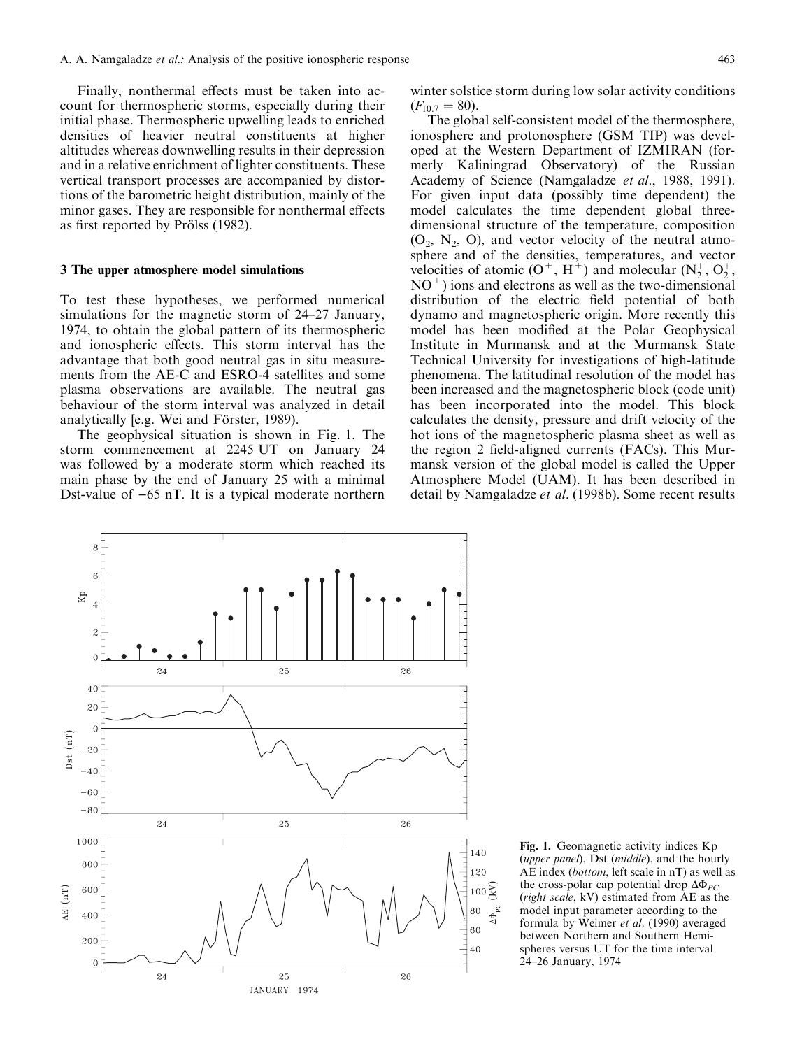Finally, nonthermal effects must be taken into account for thermospheric storms, especially during their initial phase. Thermospheric upwelling leads to enriched densities of heavier neutral constituents at higher altitudes whereas downwelling results in their depression and in a relative enrichment of lighter constituents. These vertical transport processes are accompanied by distortions of the barometric height distribution, mainly of the minor gases. They are responsible for nonthermal effects as first reported by Prölss (1982).

## 3 The upper atmosphere model simulations

To test these hypotheses, we performed numerical simulations for the magnetic storm of 24–27 January, 1974, to obtain the global pattern of its thermospheric and ionospheric effects. This storm interval has the advantage that both good neutral gas in situ measurements from the AE-C and ESRO-4 satellites and some plasma observations are available. The neutral gas behaviour of the storm interval was analyzed in detail analytically [e.g. Wei and Förster, 1989).

The geophysical situation is shown in Fig. 1. The storm commencement at 2245 UT on January 24 was followed by a moderate storm which reached its main phase by the end of January 25 with a minimal Dst-value of −65 nT. It is a typical moderate northern winter solstice storm during low solar activity conditions ($F_{10.7} = 80$).

The global self-consistent model of the thermosphere, ionosphere and protonosphere (GSM TIP) was developed at the Western Department of IZMIRAN (formerly Kaliningrad Observatory) of the Russian Academy of Science (Namgaladze *et al*., 1988, 1991). For given input data (possibly time dependent) the model calculates the time dependent global three-dimensional structure of the temperature, composition ($O_2$, $N_2$, O), and vector velocity of the neutral atmosphere and of the densities, temperatures, and vector velocities of atomic ($O^+$, $H^+$) and molecular ($N_2^+$, $O_2^+$, $NO^+$) ions and electrons as well as the two-dimensional distribution of the electric field potential of both dynamo and magnetospheric origin. More recently this model has been modified at the Polar Geophysical Institute in Murmansk and at the Murmansk State Technical University for investigations of high-latitude phenomena. The latitudinal resolution of the model has been increased and the magnetospheric block (code unit) has been incorporated into the model. This block calculates the density, pressure and drift velocity of the hot ions of the magnetospheric plasma sheet as well as the region 2 field-aligned currents (FACs). This Murmansk version of the global model is called the Upper Atmosphere Model (UAM). It has been described in detail by Namgaladze *et al*. (1998b). Some recent results

**Fig. 1.** Geomagnetic activity indices Kp (*upper panel*), Dst (*middle*), and the hourly AE index (*bottom*, left scale in nT) as well as the cross-polar cap potential drop $\Delta\Phi_{PC}$ (*right scale*, kV) estimated from AE as the model input parameter according to the formula by Weimer *et al*. (1990) averaged between Northern and Southern Hemispheres versus UT for the time interval 24–26 January, 1974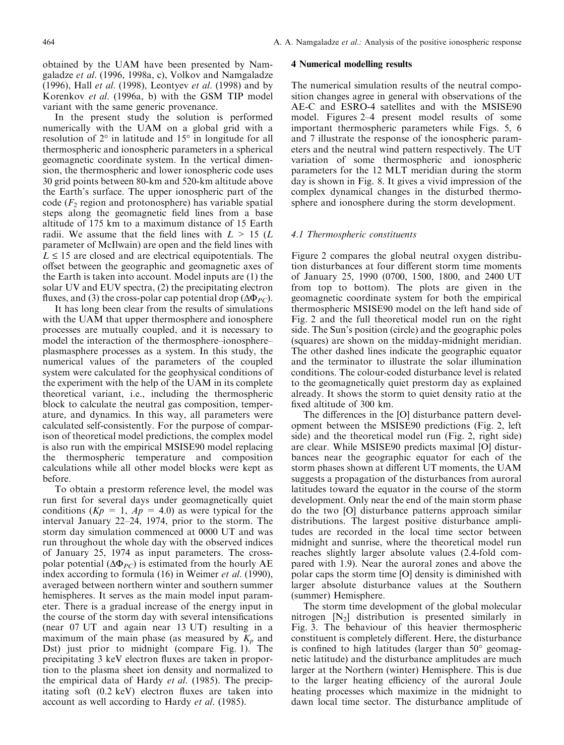obtained by the UAM have been presented by Namgaladze *et al*. (1996, 1998a, c), Volkov and Namgaladze (1996), Hall *et al*. (1998), Leontyev *et al*. (1998) and by Korenkov *et al*. (1996a, b) with the GSM TIP model variant with the same generic provenance.

In the present study the solution is performed numerically with the UAM on a global grid with a resolution of 2° in latitude and 15° in longitude for all thermospheric and ionospheric parameters in a spherical geomagnetic coordinate system. In the vertical dimension, the thermospheric and lower ionospheric code uses 30 grid points between 80-km and 520-km altitude above the Earth's surface. The upper ionospheric part of the code ($F_2$ region and protonosphere) has variable spatial steps along the geomagnetic field lines from a base altitude of 175 km to a maximum distance of 15 Earth radii. We assume that the field lines with $L > 15$ ($L$ parameter of McIlwain) are open and the field lines with $L \leq 15$ are closed and are electrical equipotentials. The offset between the geographic and geomagnetic axes of the Earth is taken into account. Model inputs are (1) the solar UV and EUV spectra, (2) the precipitating electron fluxes, and (3) the cross-polar cap potential drop ($\Delta\Phi_{PC}$).

It has long been clear from the results of simulations with the UAM that upper thermosphere and ionosphere processes are mutually coupled, and it is necessary to model the interaction of the thermosphere–ionosphere–plasmasphere processes as a system. In this study, the numerical values of the parameters of the coupled system were calculated for the geophysical conditions of the experiment with the help of the UAM in its complete theoretical variant, i.e., including the thermospheric block to calculate the neutral gas composition, temperature, and dynamics. In this way, all parameters were calculated self-consistently. For the purpose of comparison of theoretical model predictions, the complex model is also run with the empirical MSISE90 model replacing the thermospheric temperature and composition calculations while all other model blocks were kept as before.

To obtain a prestorm reference level, the model was run first for several days under geomagnetically quiet conditions ($Kp = 1$, $Ap = 4.0$) as were typical for the interval January 22–24, 1974, prior to the storm. The storm day simulation commenced at 0000 UT and was run throughout the whole day with the observed indices of January 25, 1974 as input parameters. The cross-polar potential ($\Delta\Phi_{PC}$) is estimated from the hourly AE index according to formula (16) in Weimer *et al*. (1990), averaged between northern winter and southern summer hemispheres. It serves as the main model input parameter. There is a gradual increase of the energy input in the course of the storm day with several intensifications (near 07 UT and again near 13 UT) resulting in a maximum of the main phase (as measured by $K_p$ and Dst) just prior to midnight (compare Fig. 1). The precipitating 3 keV electron fluxes are taken in proportion to the plasma sheet ion density and normalized to the empirical data of Hardy *et al*. (1985). The precipitating soft (0.2 keV) electron fluxes are taken into account as well according to Hardy *et al*. (1985).

## 4 Numerical modelling results

The numerical simulation results of the neutral composition changes agree in general with observations of the AE-C and ESRO-4 satellites and with the MSISE90 model. Figures 2–4 present model results of some important thermospheric parameters while Figs. 5, 6 and 7 illustrate the response of the ionospheric parameters and the neutral wind pattern respectively. The UT variation of some thermospheric and ionospheric parameters for the 12 MLT meridian during the storm day is shown in Fig. 8. It gives a vivid impression of the complex dynamical changes in the disturbed thermosphere and ionosphere during the storm development.

### 4.1 Thermospheric constituents

Figure 2 compares the global neutral oxygen distribution disturbances at four different storm time moments of January 25, 1990 (0700, 1500, 1800, and 2400 UT from top to bottom). The plots are given in the geomagnetic coordinate system for both the empirical thermospheric MSISE90 model on the left hand side of Fig. 2 and the full theoretical model run on the right side. The Sun's position (circle) and the geographic poles (squares) are shown on the midday-midnight meridian. The other dashed lines indicate the geographic equator and the terminator to illustrate the solar illumination conditions. The colour-coded disturbance level is related to the geomagnetically quiet prestorm day as explained already. It shows the storm to quiet density ratio at the fixed altitude of 300 km.

The differences in the [O] disturbance pattern development between the MSISE90 predictions (Fig. 2, left side) and the theoretical model run (Fig. 2, right side) are clear. While MSISE90 predicts maximal [O] disturbances near the geographic equator for each of the storm phases shown at different UT moments, the UAM suggests a propagation of the disturbances from auroral latitudes toward the equator in the course of the storm development. Only near the end of the main storm phase do the two [O] disturbance patterns approach similar distributions. The largest positive disturbance amplitudes are recorded in the local time sector between midnight and sunrise, where the theoretical model run reaches slightly larger absolute values (2.4-fold compared with 1.9). Near the auroral zones and above the polar caps the storm time [O] density is diminished with larger absolute disturbance values at the Southern (summer) Hemisphere.

The storm time development of the global molecular nitrogen [$N_2$] distribution is presented similarly in Fig. 3. The behaviour of this heavier thermospheric constituent is completely different. Here, the disturbance is confined to high latitudes (larger than 50° geomagnetic latitude) and the disturbance amplitudes are much larger at the Northern (winter) Hemisphere. This is due to the larger heating efficiency of the auroral Joule heating processes which maximize in the midnight to dawn local time sector. The disturbance amplitude of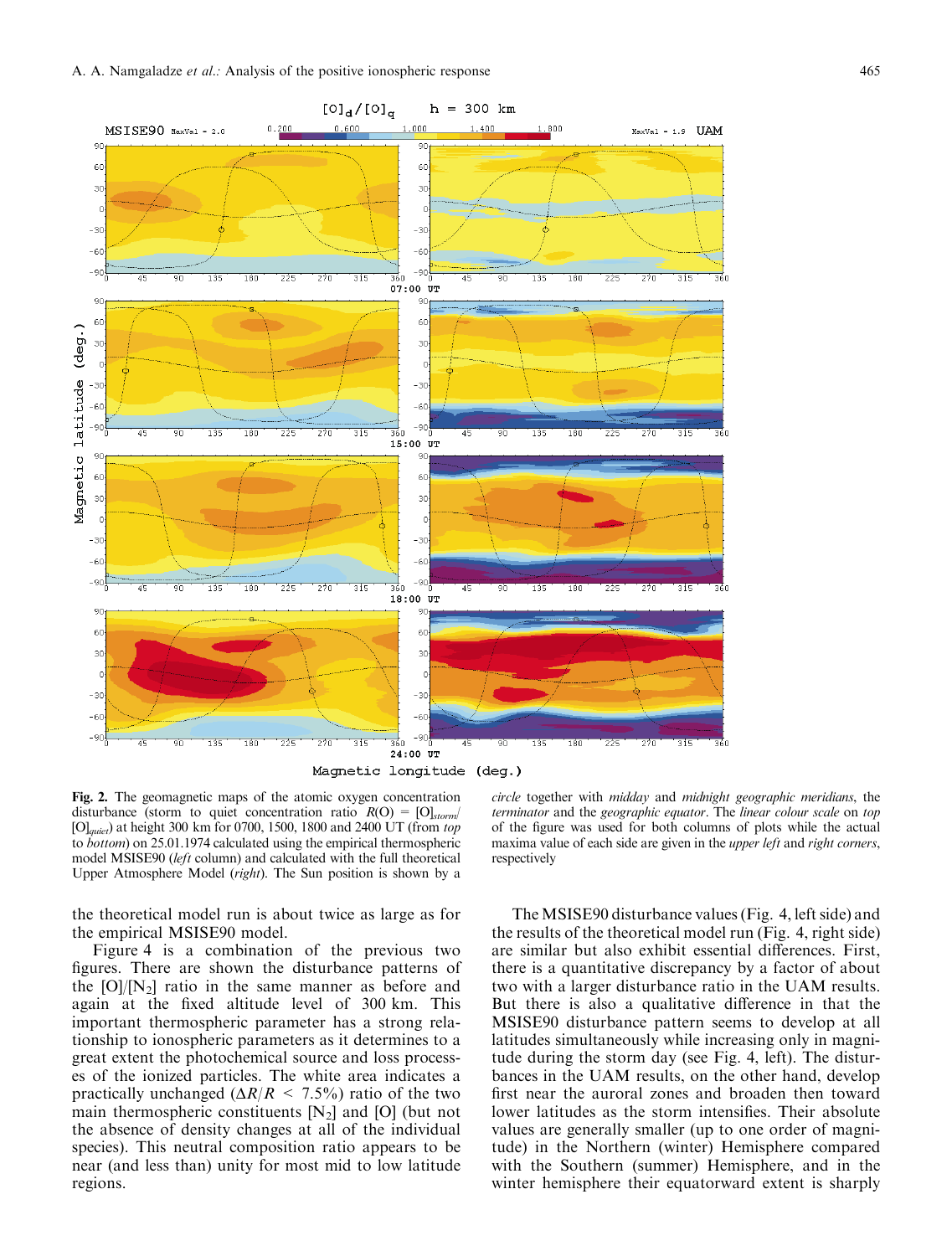**Fig. 2.** The geomagnetic maps of the atomic oxygen concentration disturbance (storm to quiet concentration ratio $R(O) = [O]_{storm}/[O]_{quiet}$) at height 300 km for 0700, 1500, 1800 and 2400 UT (from *top* to *bottom*) on 25.01.1974 calculated using the empirical thermospheric model MSISE90 (*left* column) and calculated with the full theoretical Upper Atmosphere Model (*right*). The Sun position is shown by a *circle* together with *midday* and *midnight geographic meridians*, the *terminator* and the *geographic equator*. The *linear colour scale* on *top* of the figure was used for both columns of plots while the actual maxima value of each side are given in the *upper left* and *right corners*, respectively

the theoretical model run is about twice as large as for the empirical MSISE90 model.

Figure 4 is a combination of the previous two figures. There are shown the disturbance patterns of the $[O]/[N_2]$ ratio in the same manner as before and again at the fixed altitude level of 300 km. This important thermospheric parameter has a strong relationship to ionospheric parameters as it determines to a great extent the photochemical source and loss processes of the ionized particles. The white area indicates a practically unchanged ($\Delta R/R < 7.5\%$) ratio of the two main thermospheric constituents $[N_2]$ and [O] (but not the absence of density changes at all of the individual species). This neutral composition ratio appears to be near (and less than) unity for most mid to low latitude regions.

The MSISE90 disturbance values (Fig. 4, left side) and the results of the theoretical model run (Fig. 4, right side) are similar but also exhibit essential differences. First, there is a quantitative discrepancy by a factor of about two with a larger disturbance ratio in the UAM results. But there is also a qualitative difference in that the MSISE90 disturbance pattern seems to develop at all latitudes simultaneously while increasing only in magnitude during the storm day (see Fig. 4, left). The disturbances in the UAM results, on the other hand, develop first near the auroral zones and broaden then toward lower latitudes as the storm intensifies. Their absolute values are generally smaller (up to one order of magnitude) in the Northern (winter) Hemisphere compared with the Southern (summer) Hemisphere, and in the winter hemisphere their equatorward extent is sharply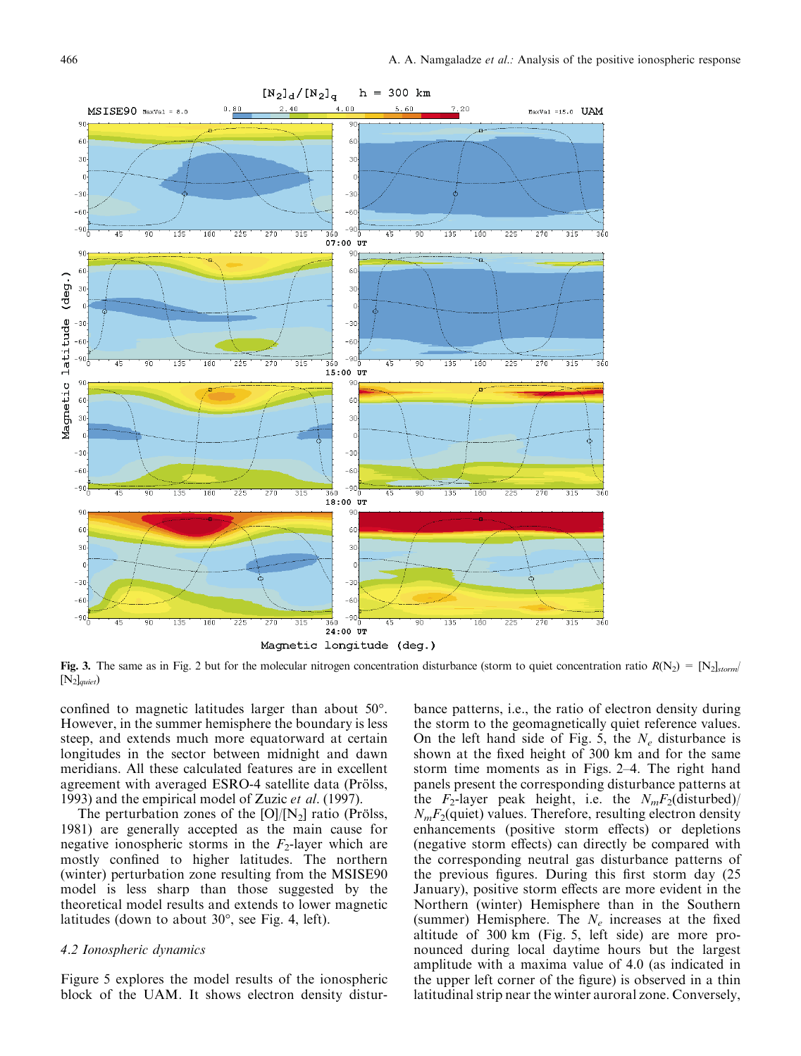**Fig. 3.** The same as in Fig. 2 but for the molecular nitrogen concentration disturbance (storm to quiet concentration ratio $R(N_2) = [N_2]_{storm}/[N_2]_{quiet}$)

confined to magnetic latitudes larger than about 50°. However, in the summer hemisphere the boundary is less steep, and extends much more equatorward at certain longitudes in the sector between midnight and dawn meridians. All these calculated features are in excellent agreement with averaged ESRO-4 satellite data (Prölss, 1993) and the empirical model of Zuzic *et al*. (1997).

The perturbation zones of the [O]/[$N_2$] ratio (Prölss, 1981) are generally accepted as the main cause for negative ionospheric storms in the $F_2$-layer which are mostly confined to higher latitudes. The northern (winter) perturbation zone resulting from the MSISE90 model is less sharp than those suggested by the theoretical model results and extends to lower magnetic latitudes (down to about 30°, see Fig. 4, left).

### 4.2 Ionospheric dynamics

Figure 5 explores the model results of the ionospheric block of the UAM. It shows electron density disturbance patterns, i.e., the ratio of electron density during the storm to the geomagnetically quiet reference values. On the left hand side of Fig. 5, the $N_e$ disturbance is shown at the fixed height of 300 km and for the same storm time moments as in Figs. 2–4. The right hand panels present the corresponding disturbance patterns at the $F_2$-layer peak height, i.e. the $N_mF_2$(disturbed)/$N_mF_2$(quiet) values. Therefore, resulting electron density enhancements (positive storm effects) or depletions (negative storm effects) can directly be compared with the corresponding neutral gas disturbance patterns of the previous figures. During this first storm day (25 January), positive storm effects are more evident in the Northern (winter) Hemisphere than in the Southern (summer) Hemisphere. The $N_e$ increases at the fixed altitude of 300 km (Fig. 5, left side) are more pronounced during local daytime hours but the largest amplitude with a maxima value of 4.0 (as indicated in the upper left corner of the figure) is observed in a thin latitudinal strip near the winter auroral zone. Conversely,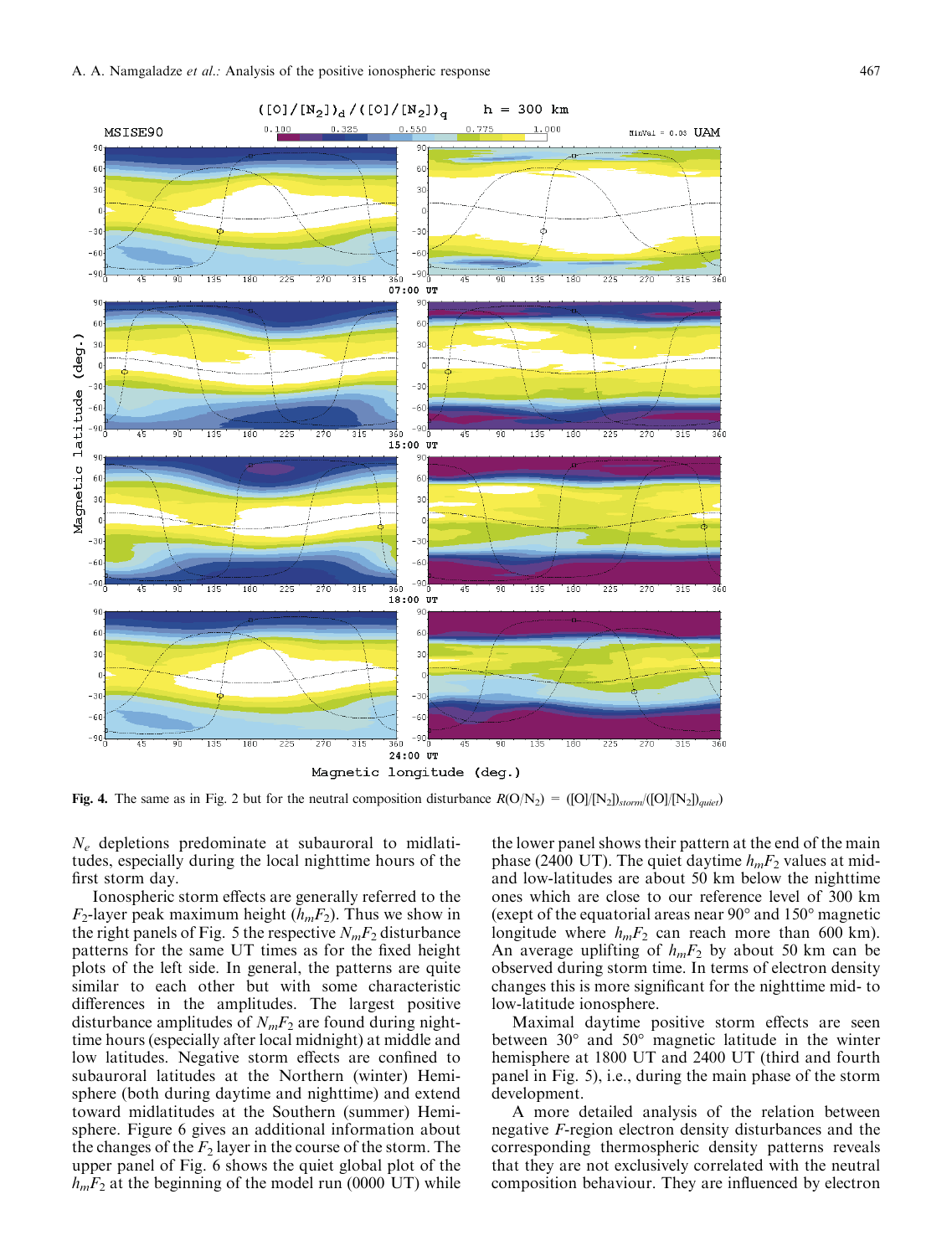**Fig. 4.** The same as in Fig. 2 but for the neutral composition disturbance $R(O/N_2) = ([O]/[N_2])_{storm}/([O]/[N_2])_{quiet}$)

$N_e$ depletions predominate at subauroral to midlatitudes, especially during the local nighttime hours of the first storm day.

Ionospheric storm effects are generally referred to the $F_2$-layer peak maximum height ($h_mF_2$). Thus we show in the right panels of Fig. 5 the respective $N_mF_2$ disturbance patterns for the same UT times as for the fixed height plots of the left side. In general, the patterns are quite similar to each other but with some characteristic differences in the amplitudes. The largest positive disturbance amplitudes of $N_mF_2$ are found during nighttime hours (especially after local midnight) at middle and low latitudes. Negative storm effects are confined to subauroral latitudes at the Northern (winter) Hemisphere (both during daytime and nighttime) and extend toward midlatitudes at the Southern (summer) Hemisphere. Figure 6 gives an additional information about the changes of the $F_2$ layer in the course of the storm. The upper panel of Fig. 6 shows the quiet global plot of the $h_mF_2$ at the beginning of the model run (0000 UT) while the lower panel shows their pattern at the end of the main phase (2400 UT). The quiet daytime $h_mF_2$ values at mid- and low-latitudes are about 50 km below the nighttime ones which are close to our reference level of 300 km (exept of the equatorial areas near 90° and 150° magnetic longitude where $h_mF_2$ can reach more than 600 km). An average uplifting of $h_mF_2$ by about 50 km can be observed during storm time. In terms of electron density changes this is more significant for the nighttime mid- to low-latitude ionosphere.

Maximal daytime positive storm effects are seen between 30° and 50° magnetic latitude in the winter hemisphere at 1800 UT and 2400 UT (third and fourth panel in Fig. 5), i.e., during the main phase of the storm development.

A more detailed analysis of the relation between negative $F$-region electron density disturbances and the corresponding thermospheric density patterns reveals that they are not exclusively correlated with the neutral composition behaviour. They are influenced by electron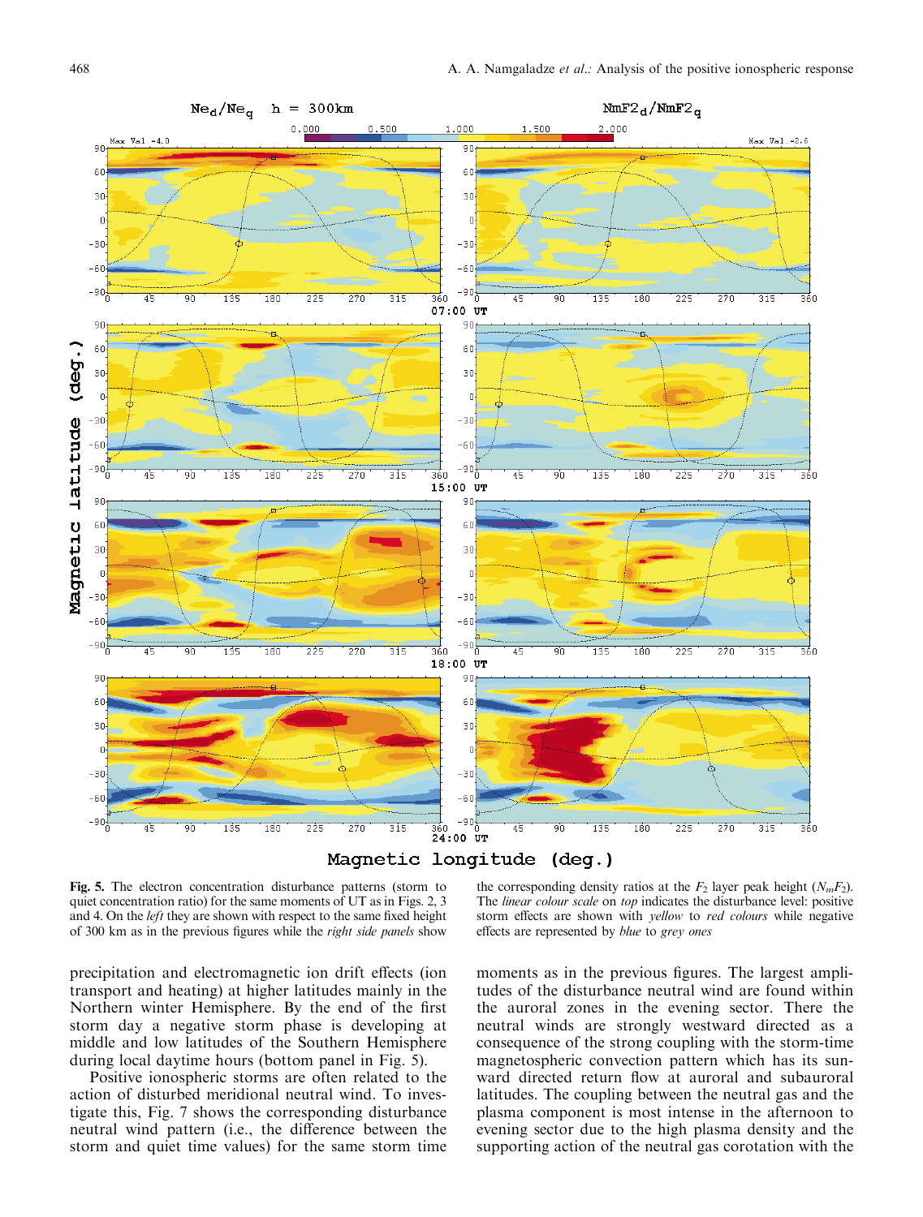**Fig. 5.** The electron concentration disturbance patterns (storm to quiet concentration ratio) for the same moments of UT as in Figs. 2, 3 and 4. On the *left* they are shown with respect to the same fixed height of 300 km as in the previous figures while the *right side panels* show the corresponding density ratios at the $F_2$ layer peak height ($N_mF_2$). The *linear colour scale* on *top* indicates the disturbance level: positive storm effects are shown with *yellow* to *red colours* while negative effects are represented by *blue* to *grey ones*

precipitation and electromagnetic ion drift effects (ion transport and heating) at higher latitudes mainly in the Northern winter Hemisphere. By the end of the first storm day a negative storm phase is developing at middle and low latitudes of the Southern Hemisphere during local daytime hours (bottom panel in Fig. 5).

Positive ionospheric storms are often related to the action of disturbed meridional neutral wind. To investigate this, Fig. 7 shows the corresponding disturbance neutral wind pattern (i.e., the difference between the storm and quiet time values) for the same storm time moments as in the previous figures. The largest amplitudes of the disturbance neutral wind are found within the auroral zones in the evening sector. There the neutral winds are strongly westward directed as a consequence of the strong coupling with the storm-time magnetospheric convection pattern which has its sunward directed return flow at auroral and subauroral latitudes. The coupling between the neutral gas and the plasma component is most intense in the afternoon to evening sector due to the high plasma density and the supporting action of the neutral gas corotation with the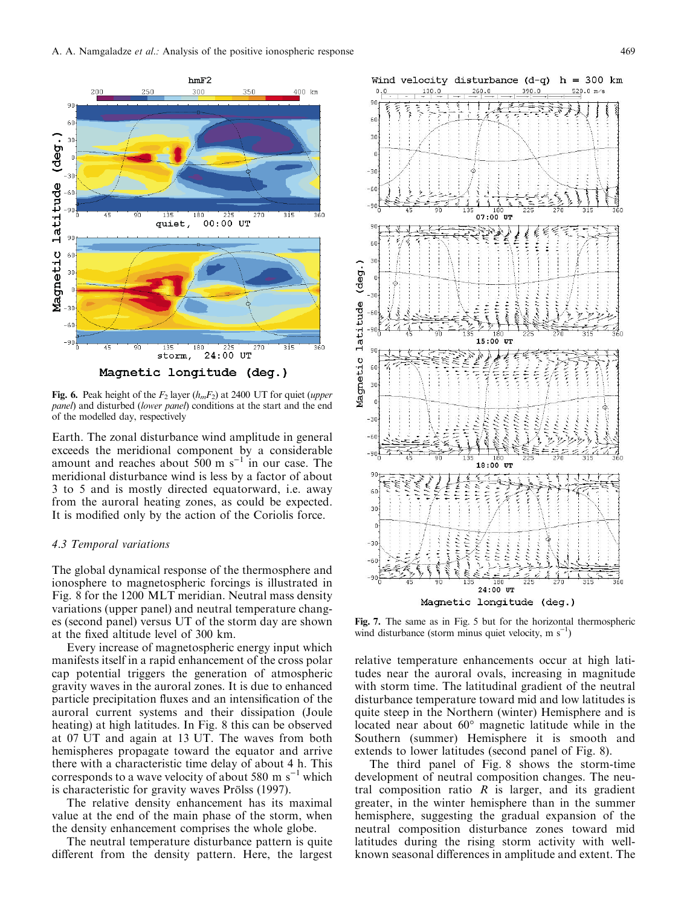**Fig. 6.** Peak height of the $F_2$ layer ($h_mF_2$) at 2400 UT for quiet (*upper panel*) and disturbed (*lower panel*) conditions at the start and the end of the modelled day, respectively

Earth. The zonal disturbance wind amplitude in general exceeds the meridional component by a considerable amount and reaches about 500 m $s^{-1}$ in our case. The meridional disturbance wind is less by a factor of about 3 to 5 and is mostly directed equatorward, i.e. away from the auroral heating zones, as could be expected. It is modified only by the action of the Coriolis force.

### 4.3 Temporal variations

The global dynamical response of the thermosphere and ionosphere to magnetospheric forcings is illustrated in Fig. 8 for the 1200 MLT meridian. Neutral mass density variations (upper panel) and neutral temperature changes (second panel) versus UT of the storm day are shown at the fixed altitude level of 300 km.

Every increase of magnetospheric energy input which manifests itself in a rapid enhancement of the cross polar cap potential triggers the generation of atmospheric gravity waves in the auroral zones. It is due to enhanced particle precipitation fluxes and an intensification of the auroral current systems and their dissipation (Joule heating) at high latitudes. In Fig. 8 this can be observed at 07 UT and again at 13 UT. The waves from both hemispheres propagate toward the equator and arrive there with a characteristic time delay of about 4 h. This corresponds to a wave velocity of about 580 m $s^{-1}$ which is characteristic for gravity waves Prölss (1997).

The relative density enhancement has its maximal value at the end of the main phase of the storm, when the density enhancement comprises the whole globe.

The neutral temperature disturbance pattern is quite different from the density pattern. Here, the largest

**Fig. 7.** The same as in Fig. 5 but for the horizontal thermospheric wind disturbance (storm minus quiet velocity, m $s^{-1}$)

relative temperature enhancements occur at high latitudes near the auroral ovals, increasing in magnitude with storm time. The latitudinal gradient of the neutral disturbance temperature toward mid and low latitudes is quite steep in the Northern (winter) Hemisphere and is located near about 60° magnetic latitude while in the Southern (summer) Hemisphere it is smooth and extends to lower latitudes (second panel of Fig. 8).

The third panel of Fig. 8 shows the storm-time development of neutral composition changes. The neutral composition ratio $R$ is larger, and its gradient greater, in the winter hemisphere than in the summer hemisphere, suggesting the gradual expansion of the neutral composition disturbance zones toward mid latitudes during the rising storm activity with well-known seasonal differences in amplitude and extent. The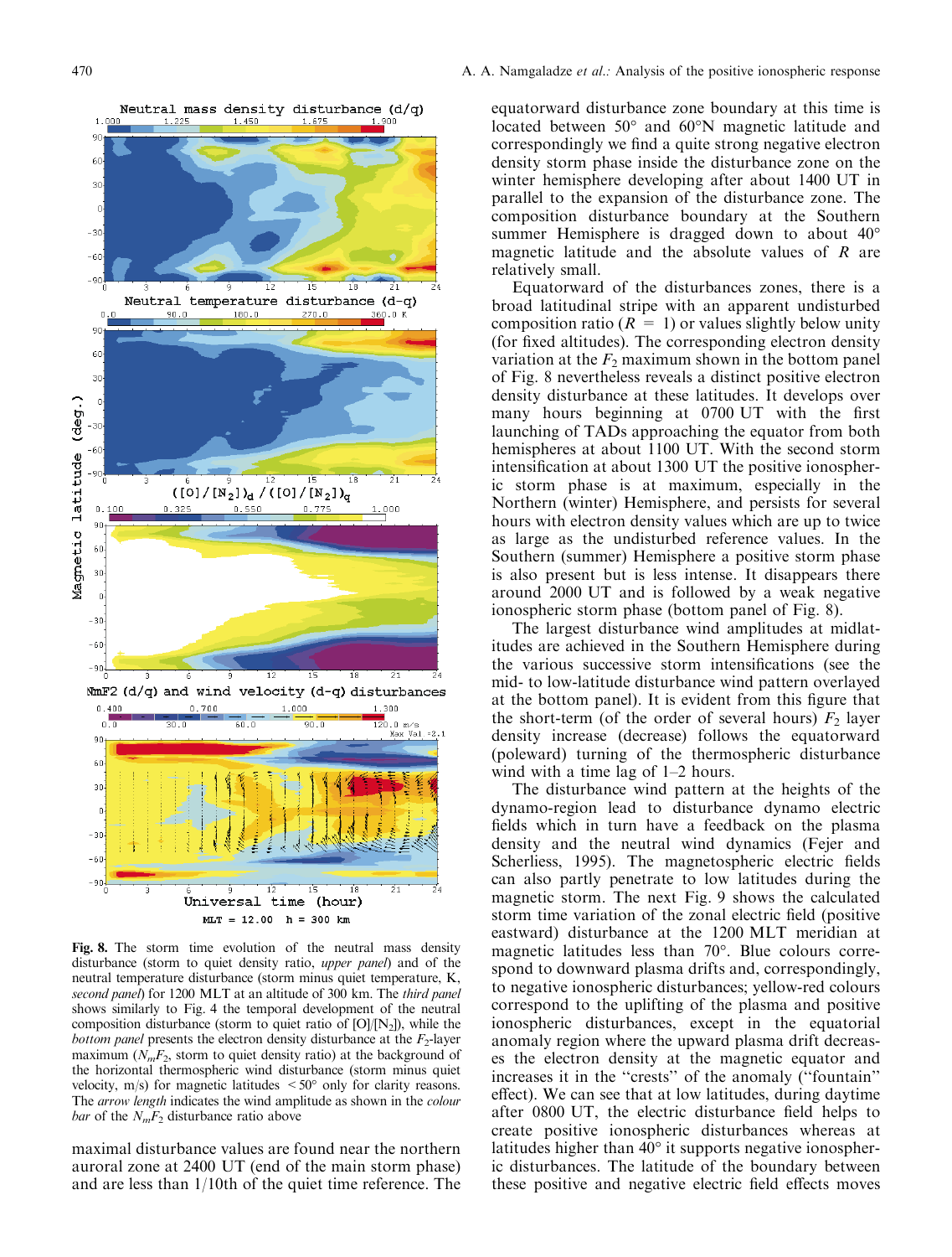**Fig. 8.** The storm time evolution of the neutral mass density disturbance (storm to quiet density ratio, *upper panel*) and of the neutral temperature disturbance (storm minus quiet temperature, K, *second panel*) for 1200 MLT at an altitude of 300 km. The *third panel* shows similarly to Fig. 4 the temporal development of the neutral composition disturbance (storm to quiet ratio of [O]/[$N_2$]), while the *bottom panel* presents the electron density disturbance at the $F_2$-layer maximum ($N_mF_2$, storm to quiet density ratio) at the background of the horizontal thermospheric wind disturbance (storm minus quiet velocity, m/s) for magnetic latitudes $<50°$ only for clarity reasons. The *arrow length* indicates the wind amplitude as shown in the *colour bar* of the $N_mF_2$ disturbance ratio above

maximal disturbance values are found near the northern auroral zone at 2400 UT (end of the main storm phase) and are less than 1/10th of the quiet time reference. The equatorward disturbance zone boundary at this time is located between 50° and 60°N magnetic latitude and correspondingly we find a quite strong negative electron density storm phase inside the disturbance zone on the winter hemisphere developing after about 1400 UT in parallel to the expansion of the disturbance zone. The composition disturbance boundary at the Southern summer Hemisphere is dragged down to about 40° magnetic latitude and the absolute values of $R$ are relatively small.

Equatorward of the disturbances zones, there is a broad latitudinal stripe with an apparent undisturbed composition ratio ($R = 1$) or values slightly below unity (for fixed altitudes). The corresponding electron density variation at the $F_2$ maximum shown in the bottom panel of Fig. 8 nevertheless reveals a distinct positive electron density disturbance at these latitudes. It develops over many hours beginning at 0700 UT with the first launching of TADs approaching the equator from both hemispheres at about 1100 UT. With the second storm intensification at about 1300 UT the positive ionospheric storm phase is at maximum, especially in the Northern (winter) Hemisphere, and persists for several hours with electron density values which are up to twice as large as the undisturbed reference values. In the Southern (summer) Hemisphere a positive storm phase is also present but is less intense. It disappears there around 2000 UT and is followed by a weak negative ionospheric storm phase (bottom panel of Fig. 8).

The largest disturbance wind amplitudes at midlatitudes are achieved in the Southern Hemisphere during the various successive storm intensifications (see the mid- to low-latitude disturbance wind pattern overlayed at the bottom panel). It is evident from this figure that the short-term (of the order of several hours) $F_2$ layer density increase (decrease) follows the equatorward (poleward) turning of the thermospheric disturbance wind with a time lag of 1–2 hours.

The disturbance wind pattern at the heights of the dynamo-region lead to disturbance dynamo electric fields which in turn have a feedback on the plasma density and the neutral wind dynamics (Fejer and Scherliess, 1995). The magnetospheric electric fields can also partly penetrate to low latitudes during the magnetic storm. The next Fig. 9 shows the calculated storm time variation of the zonal electric field (positive eastward) disturbance at the 1200 MLT meridian at magnetic latitudes less than 70°. Blue colours correspond to downward plasma drifts and, correspondingly, to negative ionospheric disturbances; yellow-red colours correspond to the uplifting of the plasma and positive ionospheric disturbances, except in the equatorial anomaly region where the upward plasma drift decreases the electron density at the magnetic equator and increases it in the "crests" of the anomaly ("fountain" effect). We can see that at low latitudes, during daytime after 0800 UT, the electric disturbance field helps to create positive ionospheric disturbances whereas at latitudes higher than 40° it supports negative ionospheric disturbances. The latitude of the boundary between these positive and negative electric field effects moves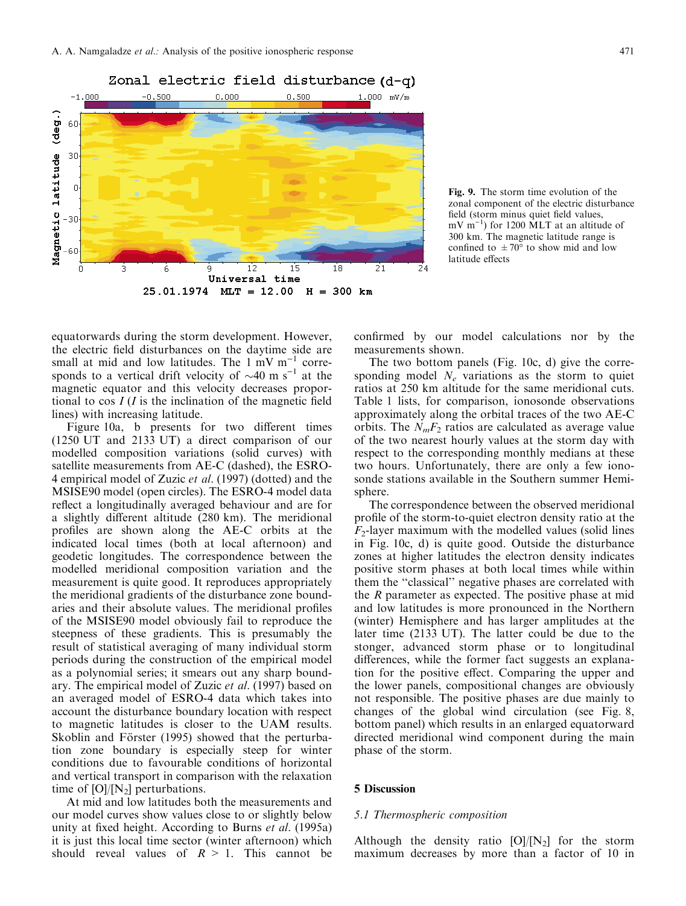**Fig. 9.** The storm time evolution of the zonal component of the electric disturbance field (storm minus quiet field values, mV $m^{-1}$) for 1200 MLT at an altitude of 300 km. The magnetic latitude range is confined to $\pm 70°$ to show mid and low latitude effects

equatorwards during the storm development. However, the electric field disturbances on the daytime side are small at mid and low latitudes. The 1 mV $m^{-1}$ corresponds to a vertical drift velocity of ~40 m $s^{-1}$ at the magnetic equator and this velocity decreases proportional to cos $I$ ($I$ is the inclination of the magnetic field lines) with increasing latitude.

Figure 10a, b presents for two different times (1250 UT and 2133 UT) a direct comparison of our modelled composition variations (solid curves) with satellite measurements from AE-C (dashed), the ESRO-4 empirical model of Zuzic *et al.* (1997) (dotted) and the MSISE90 model (open circles). The ESRO-4 model data reflect a longitudinally averaged behaviour and are for a slightly different altitude (280 km). The meridional profiles are shown along the AE-C orbits at the indicated local times (both at local afternoon) and geodetic longitudes. The correspondence between the modelled meridional composition variation and the measurement is quite good. It reproduces appropriately the meridional gradients of the disturbance zone boundaries and their absolute values. The meridional profiles of the MSISE90 model obviously fail to reproduce the steepness of these gradients. This is presumably the result of statistical averaging of many individual storm periods during the construction of the empirical model as a polynomial series; it smears out any sharp boundary. The empirical model of Zuzic *et al.* (1997) based on an averaged model of ESRO-4 data which takes into account the disturbance boundary location with respect to magnetic latitudes is closer to the UAM results. Skoblin and Förster (1995) showed that the perturbation zone boundary is especially steep for winter conditions due to favourable conditions of horizontal and vertical transport in comparison with the relaxation time of $[O]/[N_2]$ perturbations.

At mid and low latitudes both the measurements and our model curves show values close to or slightly below unity at fixed height. According to Burns *et al.* (1995a) it is just this local time sector (winter afternoon) which should reveal values of $R > 1$. This cannot be confirmed by our model calculations nor by the measurements shown.

The two bottom panels (Fig. 10c, d) give the corresponding model $N_e$ variations as the storm to quiet ratios at 250 km altitude for the same meridional cuts. Table 1 lists, for comparison, ionosonde observations approximately along the orbital traces of the two AE-C orbits. The $N_mF_2$ ratios are calculated as average value of the two nearest hourly values at the storm day with respect to the corresponding monthly medians at these two hours. Unfortunately, there are only a few ionosonde stations available in the Southern summer Hemisphere.

The correspondence between the observed meridional profile of the storm-to-quiet electron density ratio at the $F_2$-layer maximum with the modelled values (solid lines in Fig. 10c, d) is quite good. Outside the disturbance zones at higher latitudes the electron density indicates positive storm phases at both local times while within them the "classical" negative phases are correlated with the $R$ parameter as expected. The positive phase at mid and low latitudes is more pronounced in the Northern (winter) Hemisphere and has larger amplitudes at the later time (2133 UT). The latter could be due to the stonger, advanced storm phase or to longitudinal differences, while the former fact suggests an explanation for the positive effect. Comparing the upper and the lower panels, compositional changes are obviously not responsible. The positive phases are due mainly to changes of the global wind circulation (see Fig. 8, bottom panel) which results in an enlarged equatorward directed meridional wind component during the main phase of the storm.

## 5 Discussion

### 5.1 Thermospheric composition

Although the density ratio $[O]/[N_2]$ for the storm maximum decreases by more than a factor of 10 in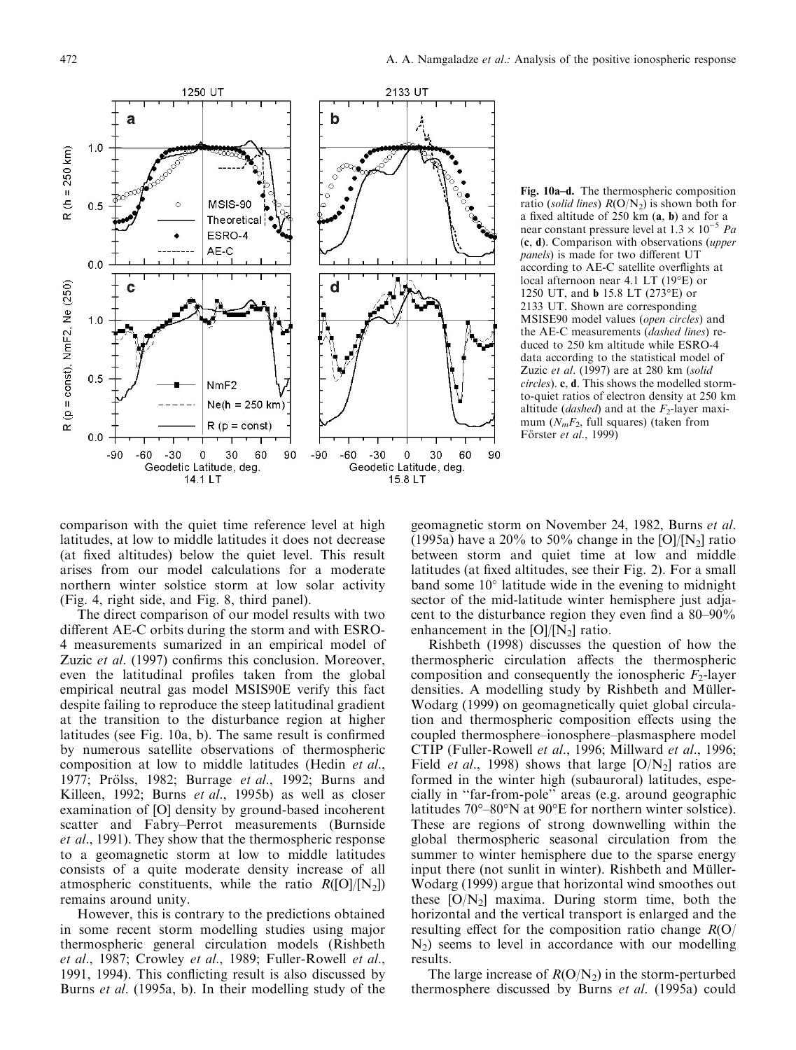Fig. 10a–d. The thermospheric composition ratio (*solid lines*) $R(O/N_2)$ is shown both for a fixed altitude of 250 km (**a**, **b**) and for a near constant pressure level at $1.3 \times 10^{-5}$ *Pa* (**c**, **d**). Comparison with observations (*upper panels*) is made for two different UT according to AE-C satellite overflights at local afternoon near 4.1 LT (19°E) or 1250 UT, and **b** 15.8 LT (273°E) or 2133 UT. Shown are corresponding MSISE90 model values (*open circles*) and the AE-C measurements (*dashed lines*) reduced to 250 km altitude while ESRO-4 data according to the statistical model of Zuzic *et al*. (1997) are at 280 km (*solid circles*). **c**, **d**. This shows the modelled storm-to-quiet ratios of electron density at 250 km altitude (*dashed*) and at the $F_2$-layer maximum ($N_mF_2$, full squares) (taken from Förster *et al*., 1999)

comparison with the quiet time reference level at high latitudes, at low to middle latitudes it does not decrease (at fixed altitudes) below the quiet level. This result arises from our model calculations for a moderate northern winter solstice storm at low solar activity (Fig. 4, right side, and Fig. 8, third panel).

The direct comparison of our model results with two different AE-C orbits during the storm and with ESRO-4 measurements sumarized in an empirical model of Zuzic *et al*. (1997) confirms this conclusion. Moreover, even the latitudinal profiles taken from the global empirical neutral gas model MSIS90E verify this fact despite failing to reproduce the steep latitudinal gradient at the transition to the disturbance region at higher latitudes (see Fig. 10a, b). The same result is confirmed by numerous satellite observations of thermospheric composition at low to middle latitudes (Hedin *et al*., 1977; Prölss, 1982; Burrage *et al*., 1992; Burns and Killeen, 1992; Burns *et al*., 1995b) as well as closer examination of [O] density by ground-based incoherent scatter and Fabry–Perrot measurements (Burnside *et al*., 1991). They show that the thermospheric response to a geomagnetic storm at low to middle latitudes consists of a quite moderate density increase of all atmospheric constituents, while the ratio $R([O]/[N_2])$ remains around unity.

However, this is contrary to the predictions obtained in some recent storm modelling studies using major thermospheric general circulation models (Rishbeth *et al*., 1987; Crowley *et al*., 1989; Fuller-Rowell *et al*., 1991, 1994). This conflicting result is also discussed by Burns *et al*. (1995a, b). In their modelling study of the geomagnetic storm on November 24, 1982, Burns *et al*. (1995a) have a 20% to 50% change in the $[O]/[N_2]$ ratio between storm and quiet time at low and middle latitudes (at fixed altitudes, see their Fig. 2). For a small band some 10° latitude wide in the evening to midnight sector of the mid-latitude winter hemisphere just adjacent to the disturbance region they even find a 80–90% enhancement in the $[O]/[N_2]$ ratio.

Rishbeth (1998) discusses the question of how the thermospheric circulation affects the thermospheric composition and consequently the ionospheric $F_2$-layer densities. A modelling study by Rishbeth and Müller-Wodarg (1999) on geomagnetically quiet global circulation and thermospheric composition effects using the coupled thermosphere–ionosphere–plasmasphere model CTIP (Fuller-Rowell *et al*., 1996; Millward *et al*., 1996; Field *et al*., 1998) shows that large $[O/N_2]$ ratios are formed in the winter high (subauroral) latitudes, especially in "far-from-pole" areas (e.g. around geographic latitudes 70°–80°N at 90°E for northern winter solstice). These are regions of strong downwelling within the global thermospheric seasonal circulation from the summer to winter hemisphere due to the sparse energy input there (not sunlit in winter). Rishbeth and Müller-Wodarg (1999) argue that horizontal wind smoothes out these $[O/N_2]$ maxima. During storm time, both the horizontal and the vertical transport is enlarged and the resulting effect for the composition ratio change $R(O/N_2)$ seems to level in accordance with our modelling results.

The large increase of $R(O/N_2)$ in the storm-perturbed thermosphere discussed by Burns *et al*. (1995a) could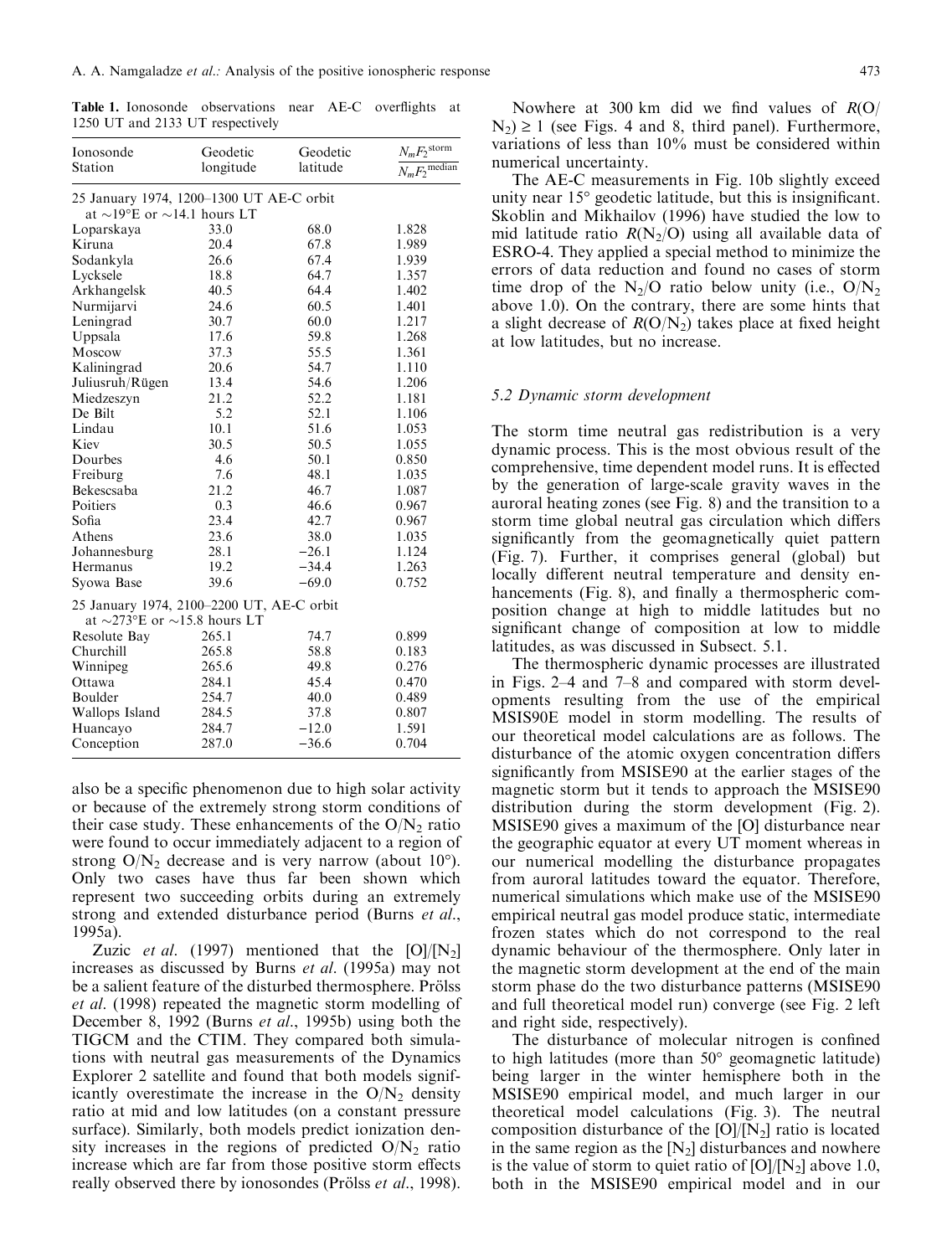**Table 1.** Ionosonde observations near AE-C overflights at 1250 UT and 2133 UT respectively

| Ionosonde Station | Geodetic longitude | Geodetic latitude | $N_mF_2^{storm}/N_mF_2^{median}$ |
|---|---|---|---|
| 25 January 1974, 1200–1300 UT AE-C orbit at ~19°E or ~14.1 hours LT | | | |
| Loparskaya | 33.0 | 68.0 | 1.828 |
| Kiruna | 20.4 | 67.8 | 1.989 |
| Sodankyla | 26.6 | 67.4 | 1.939 |
| Lycksele | 18.8 | 64.7 | 1.357 |
| Arkhangelsk | 40.5 | 64.4 | 1.402 |
| Nurmijarvi | 24.6 | 60.5 | 1.401 |
| Leningrad | 30.7 | 60.0 | 1.217 |
| Uppsala | 17.6 | 59.8 | 1.268 |
| Moscow | 37.3 | 55.5 | 1.361 |
| Kaliningrad | 20.6 | 54.7 | 1.110 |
| Juliusruh/Rügen | 13.4 | 54.6 | 1.206 |
| Miedzeszyn | 21.2 | 52.2 | 1.181 |
| De Bilt | 5.2 | 52.1 | 1.106 |
| Lindau | 10.1 | 51.6 | 1.053 |
| Kiev | 30.5 | 50.5 | 1.055 |
| Dourbes | 4.6 | 50.1 | 0.850 |
| Freiburg | 7.6 | 48.1 | 1.035 |
| Bekescsaba | 21.2 | 46.7 | 1.087 |
| Poitiers | 0.3 | 46.6 | 0.967 |
| Sofia | 23.4 | 42.7 | 0.967 |
| Athens | 23.6 | 38.0 | 1.035 |
| Johannesburg | 28.1 | −26.1 | 1.124 |
| Hermanus | 19.2 | −34.4 | 1.263 |
| Syowa Base | 39.6 | −69.0 | 0.752 |
| 25 January 1974, 2100–2200 UT, AE-C orbit at ~273°E or ~15.8 hours LT | | | |
| Resolute Bay | 265.1 | 74.7 | 0.899 |
| Churchill | 265.8 | 58.8 | 0.183 |
| Winnipeg | 265.6 | 49.8 | 0.276 |
| Ottawa | 284.1 | 45.4 | 0.470 |
| Boulder | 254.7 | 40.0 | 0.489 |
| Wallops Island | 284.5 | 37.8 | 0.807 |
| Huancayo | 284.7 | −12.0 | 1.591 |
| Conception | 287.0 | −36.6 | 0.704 |

also be a specific phenomenon due to high solar activity or because of the extremely strong storm conditions of their case study. These enhancements of the $O/N_2$ ratio were found to occur immediately adjacent to a region of strong $O/N_2$ decrease and is very narrow (about 10°). Only two cases have thus far been shown which represent two succeeding orbits during an extremely strong and extended disturbance period (Burns *et al*., 1995a).

Zuzic *et al*. (1997) mentioned that the $[O]/[N_2]$ increases as discussed by Burns *et al*. (1995a) may not be a salient feature of the disturbed thermosphere. Prölss *et al*. (1998) repeated the magnetic storm modelling of December 8, 1992 (Burns *et al*., 1995b) using both the TIGCM and the CTIM. They compared both simulations with neutral gas measurements of the Dynamics Explorer 2 satellite and found that both models significantly overestimate the increase in the $O/N_2$ density ratio at mid and low latitudes (on a constant pressure surface). Similarly, both models predict ionization density increases in the regions of predicted $O/N_2$ ratio increase which are far from those positive storm effects really observed there by ionosondes (Prölss *et al*., 1998).

Nowhere at 300 km did we find values of $R(O/N_2) \geq 1$ (see Figs. 4 and 8, third panel). Furthermore, variations of less than 10% must be considered within numerical uncertainty.

The AE-C measurements in Fig. 10b slightly exceed unity near 15° geodetic latitude, but this is insignificant. Skoblin and Mikhailov (1996) have studied the low to mid latitude ratio $R(N_2/O)$ using all available data of ESRO-4. They applied a special method to minimize the errors of data reduction and found no cases of storm time drop of the $N_2/O$ ratio below unity (i.e., $O/N_2$ above 1.0). On the contrary, there are some hints that a slight decrease of $R(O/N_2)$ takes place at fixed height at low latitudes, but no increase.

### 5.2 Dynamic storm development

The storm time neutral gas redistribution is a very dynamic process. This is the most obvious result of the comprehensive, time dependent model runs. It is effected by the generation of large-scale gravity waves in the auroral heating zones (see Fig. 8) and the transition to a storm time global neutral gas circulation which differs significantly from the geomagnetically quiet pattern (Fig. 7). Further, it comprises general (global) but locally different neutral temperature and density enhancements (Fig. 8), and finally a thermospheric composition change at high to middle latitudes but no significant change of composition at low to middle latitudes, as was discussed in Subsect. 5.1.

The thermospheric dynamic processes are illustrated in Figs. 2–4 and 7–8 and compared with storm developments resulting from the use of the empirical MSIS90E model in storm modelling. The results of our theoretical model calculations are as follows. The disturbance of the atomic oxygen concentration differs significantly from MSISE90 at the earlier stages of the magnetic storm but it tends to approach the MSISE90 distribution during the storm development (Fig. 2). MSISE90 gives a maximum of the [O] disturbance near the geographic equator at every UT moment whereas in our numerical modelling the disturbance propagates from auroral latitudes toward the equator. Therefore, numerical simulations which make use of the MSISE90 empirical neutral gas model produce static, intermediate frozen states which do not correspond to the real dynamic behaviour of the thermosphere. Only later in the magnetic storm development at the end of the main storm phase do the two disturbance patterns (MSISE90 and full theoretical model run) converge (see Fig. 2 left and right side, respectively).

The disturbance of molecular nitrogen is confined to high latitudes (more than 50° geomagnetic latitude) being larger in the winter hemisphere both in the MSISE90 empirical model, and much larger in our theoretical model calculations (Fig. 3). The neutral composition disturbance of the $[O]/[N_2]$ ratio is located in the same region as the $[N_2]$ disturbances and nowhere is the value of storm to quiet ratio of $[O]/[N_2]$ above 1.0, both in the MSISE90 empirical model and in our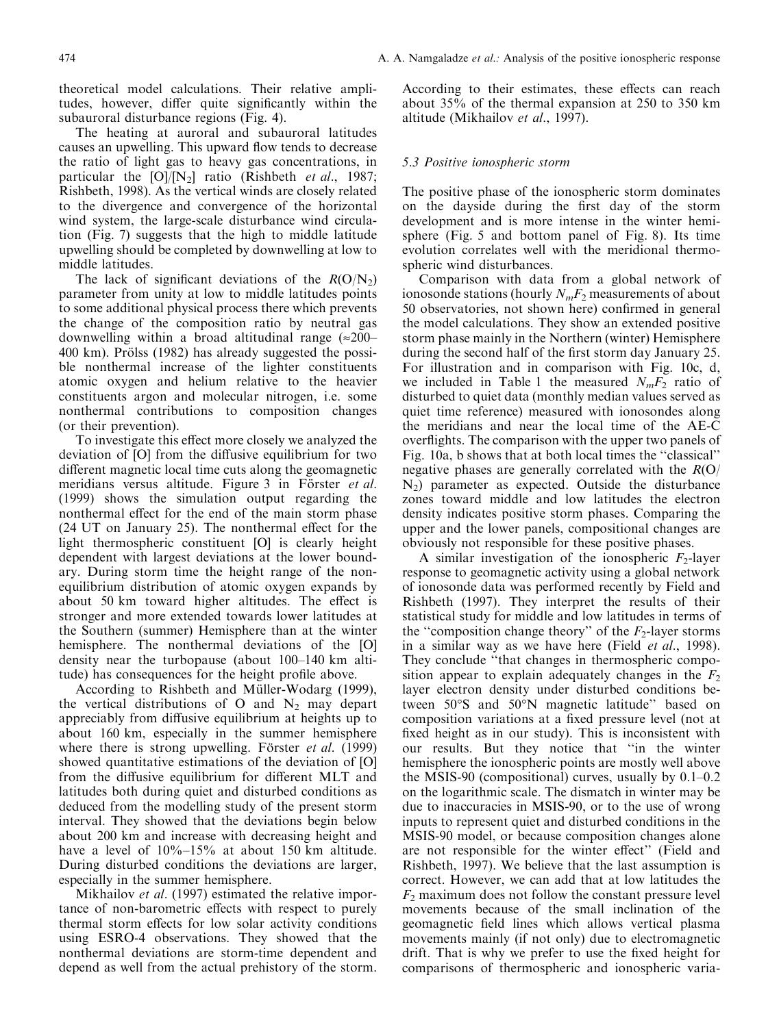theoretical model calculations. Their relative amplitudes, however, differ quite significantly within the subauroral disturbance regions (Fig. 4).

The heating at auroral and subauroral latitudes causes an upwelling. This upward flow tends to decrease the ratio of light gas to heavy gas concentrations, in particular the $[O]/[N_2]$ ratio (Rishbeth *et al.*, 1987; Rishbeth, 1998). As the vertical winds are closely related to the divergence and convergence of the horizontal wind system, the large-scale disturbance wind circulation (Fig. 7) suggests that the high to middle latitude upwelling should be completed by downwelling at low to middle latitudes.

The lack of significant deviations of the $R(O/N_2)$ parameter from unity at low to middle latitudes points to some additional physical process there which prevents the change of the composition ratio by neutral gas downwelling within a broad altitudinal range (≈200–400 km). Prölss (1982) has already suggested the possible nonthermal increase of the lighter constituents atomic oxygen and helium relative to the heavier constituents argon and molecular nitrogen, i.e. some nonthermal contributions to composition changes (or their prevention).

To investigate this effect more closely we analyzed the deviation of [O] from the diffusive equilibrium for two different magnetic local time cuts along the geomagnetic meridians versus altitude. Figure 3 in Förster *et al.* (1999) shows the simulation output regarding the nonthermal effect for the end of the main storm phase (24 UT on January 25). The nonthermal effect for the light thermospheric constituent [O] is clearly height dependent with largest deviations at the lower boundary. During storm time the height range of the non-equilibrium distribution of atomic oxygen expands by about 50 km toward higher altitudes. The effect is stronger and more extended towards lower latitudes at the Southern (summer) Hemisphere than at the winter hemisphere. The nonthermal deviations of the [O] density near the turbopause (about 100–140 km altitude) has consequences for the height profile above.

According to Rishbeth and Müller-Wodarg (1999), the vertical distributions of O and $N_2$ may depart appreciably from diffusive equilibrium at heights up to about 160 km, especially in the summer hemisphere where there is strong upwelling. Förster *et al.* (1999) showed quantitative estimations of the deviation of [O] from the diffusive equilibrium for different MLT and latitudes both during quiet and disturbed conditions as deduced from the modelling study of the present storm interval. They showed that the deviations begin below about 200 km and increase with decreasing height and have a level of 10%–15% at about 150 km altitude. During disturbed conditions the deviations are larger, especially in the summer hemisphere.

Mikhailov *et al.* (1997) estimated the relative importance of non-barometric effects with respect to purely thermal storm effects for low solar activity conditions using ESRO-4 observations. They showed that the nonthermal deviations are storm-time dependent and depend as well from the actual prehistory of the storm. According to their estimates, these effects can reach about 35% of the thermal expansion at 250 to 350 km altitude (Mikhailov *et al.*, 1997).

### 5.3 Positive ionospheric storm

The positive phase of the ionospheric storm dominates on the dayside during the first day of the storm development and is more intense in the winter hemisphere (Fig. 5 and bottom panel of Fig. 8). Its time evolution correlates well with the meridional thermospheric wind disturbances.

Comparison with data from a global network of ionosonde stations (hourly $N_mF_2$ measurements of about 50 observatories, not shown here) confirmed in general the model calculations. They show an extended positive storm phase mainly in the Northern (winter) Hemisphere during the second half of the first storm day January 25. For illustration and in comparison with Fig. 10c, d, we included in Table 1 the measured $N_mF_2$ ratio of disturbed to quiet data (monthly median values served as quiet time reference) measured with ionosondes along the meridians and near the local time of the AE-C overflights. The comparison with the upper two panels of Fig. 10a, b shows that at both local times the "classical" negative phases are generally correlated with the $R(O/N_2)$ parameter as expected. Outside the disturbance zones toward middle and low latitudes the electron density indicates positive storm phases. Comparing the upper and the lower panels, compositional changes are obviously not responsible for these positive phases.

A similar investigation of the ionospheric $F_2$-layer response to geomagnetic activity using a global network of ionosonde data was performed recently by Field and Rishbeth (1997). They interpret the results of their statistical study for middle and low latitudes in terms of the "composition change theory" of the $F_2$-layer storms in a similar way as we have here (Field *et al.*, 1998). They conclude "that changes in thermospheric composition appear to explain adequately changes in the $F_2$ layer electron density under disturbed conditions between 50°S and 50°N magnetic latitude" based on composition variations at a fixed pressure level (not at fixed height as in our study). This is inconsistent with our results. But they notice that "in the winter hemisphere the ionospheric points are mostly well above the MSIS-90 (compositional) curves, usually by 0.1–0.2 on the logarithmic scale. The dismatch in winter may be due to inaccuracies in MSIS-90, or to the use of wrong inputs to represent quiet and disturbed conditions in the MSIS-90 model, or because composition changes alone are not responsible for the winter effect" (Field and Rishbeth, 1997). We believe that the last assumption is correct. However, we can add that at low latitudes the $F_2$ maximum does not follow the constant pressure level movements because of the small inclination of the geomagnetic field lines which allows vertical plasma movements mainly (if not only) due to electromagnetic drift. That is why we prefer to use the fixed height for comparisons of thermospheric and ionospheric varia-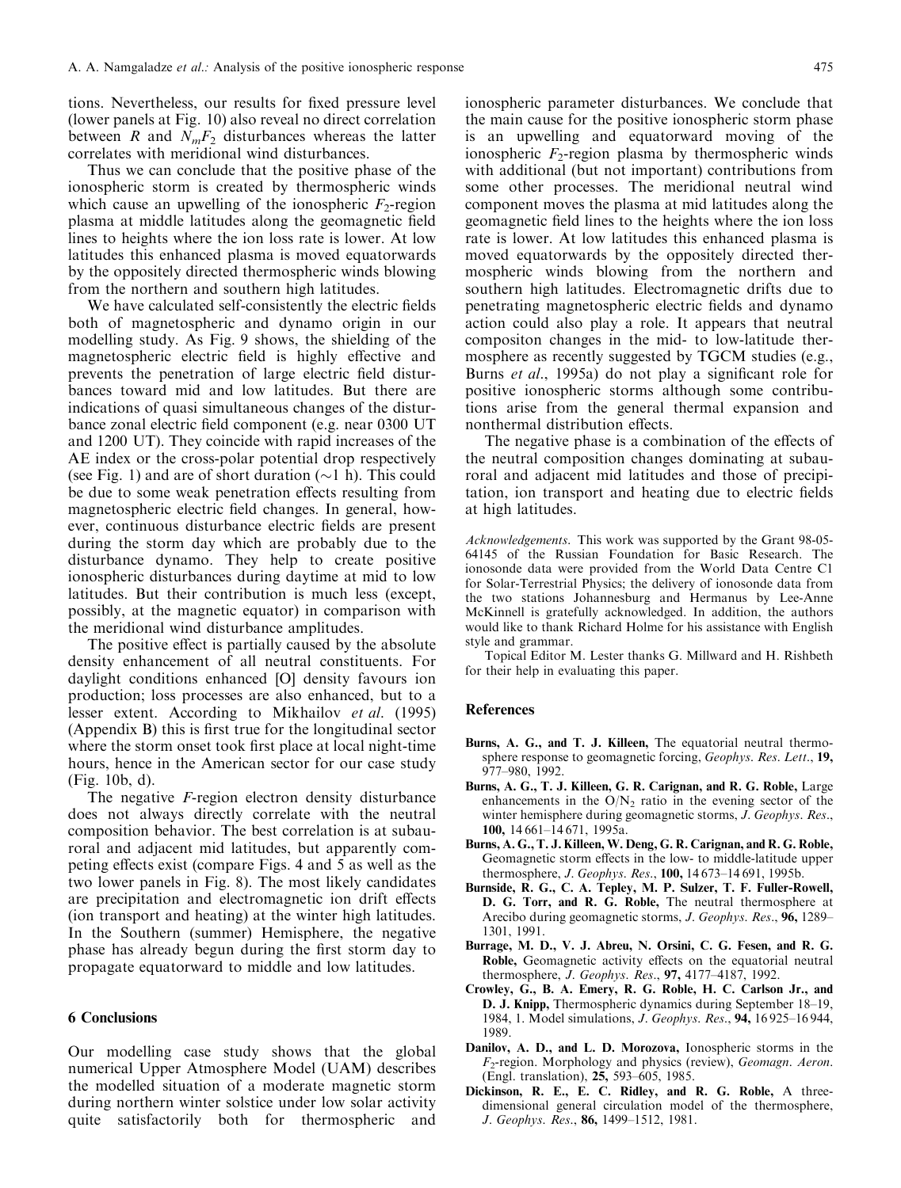tions. Nevertheless, our results for fixed pressure level (lower panels at Fig. 10) also reveal no direct correlation between $R$ and $N_mF_2$ disturbances whereas the latter correlates with meridional wind disturbances.

Thus we can conclude that the positive phase of the ionospheric storm is created by thermospheric winds which cause an upwelling of the ionospheric $F_2$-region plasma at middle latitudes along the geomagnetic field lines to heights where the ion loss rate is lower. At low latitudes this enhanced plasma is moved equatorwards by the oppositely directed thermospheric winds blowing from the northern and southern high latitudes.

We have calculated self-consistently the electric fields both of magnetospheric and dynamo origin in our modelling study. As Fig. 9 shows, the shielding of the magnetospheric electric field is highly effective and prevents the penetration of large electric field disturbances toward mid and low latitudes. But there are indications of quasi simultaneous changes of the disturbance zonal electric field component (e.g. near 0300 UT and 1200 UT). They coincide with rapid increases of the AE index or the cross-polar potential drop respectively (see Fig. 1) and are of short duration ($\sim$1 h). This could be due to some weak penetration effects resulting from magnetospheric electric field changes. In general, however, continuous disturbance electric fields are present during the storm day which are probably due to the disturbance dynamo. They help to create positive ionospheric disturbances during daytime at mid to low latitudes. But their contribution is much less (except, possibly, at the magnetic equator) in comparison with the meridional wind disturbance amplitudes.

The positive effect is partially caused by the absolute density enhancement of all neutral constituents. For daylight conditions enhanced [O] density favours ion production; loss processes are also enhanced, but to a lesser extent. According to Mikhailov *et al.* (1995) (Appendix B) this is first true for the longitudinal sector where the storm onset took first place at local night-time hours, hence in the American sector for our case study (Fig. 10b, d).

The negative *F*-region electron density disturbance does not always directly correlate with the neutral composition behavior. The best correlation is at subauroral and adjacent mid latitudes, but apparently competing effects exist (compare Figs. 4 and 5 as well as the two lower panels in Fig. 8). The most likely candidates are precipitation and electromagnetic ion drift effects (ion transport and heating) at the winter high latitudes. In the Southern (summer) Hemisphere, the negative phase has already begun during the first storm day to propagate equatorward to middle and low latitudes.

## 6 Conclusions

Our modelling case study shows that the global numerical Upper Atmosphere Model (UAM) describes the modelled situation of a moderate magnetic storm during northern winter solstice under low solar activity quite satisfactorily both for thermospheric and ionospheric parameter disturbances. We conclude that the main cause for the positive ionospheric storm phase is an upwelling and equatorward moving of the ionospheric $F_2$-region plasma by thermospheric winds with additional (but not important) contributions from some other processes. The meridional neutral wind component moves the plasma at mid latitudes along the geomagnetic field lines to the heights where the ion loss rate is lower. At low latitudes this enhanced plasma is moved equatorwards by the oppositely directed thermospheric winds blowing from the northern and southern high latitudes. Electromagnetic drifts due to penetrating magnetospheric electric fields and dynamo action could also play a role. It appears that neutral compositon changes in the mid- to low-latitude thermosphere as recently suggested by TGCM studies (e.g., Burns *et al.*, 1995a) do not play a significant role for positive ionospheric storms although some contributions arise from the general thermal expansion and nonthermal distribution effects.

The negative phase is a combination of the effects of the neutral composition changes dominating at subauroral and adjacent mid latitudes and those of precipitation, ion transport and heating due to electric fields at high latitudes.

*Acknowledgements.* This work was supported by the Grant 98-05-64145 of the Russian Foundation for Basic Research. The ionosonde data were provided from the World Data Centre C1 for Solar-Terrestrial Physics; the delivery of ionosonde data from the two stations Johannesburg and Hermanus by Lee-Anne McKinnell is gratefully acknowledged. In addition, the authors would like to thank Richard Holme for his assistance with English style and grammar.

Topical Editor M. Lester thanks G. Millward and H. Rishbeth for their help in evaluating this paper.

## References

**Burns, A. G., and T. J. Killeen,** The equatorial neutral thermosphere response to geomagnetic forcing, *Geophys. Res. Lett.*, **19,** 977–980, 1992.

**Burns, A. G., T. J. Killeen, G. R. Carignan, and R. G. Roble,** Large enhancements in the $O/N_2$ ratio in the evening sector of the winter hemisphere during geomagnetic storms, *J. Geophys. Res.*, **100,** 14 661–14 671, 1995a.

**Burns, A. G., T. J. Killeen, W. Deng, G. R. Carignan, and R. G. Roble,** Geomagnetic storm effects in the low- to middle-latitude upper thermosphere, *J. Geophys. Res.*, **100,** 14 673–14 691, 1995b.

**Burnside, R. G., C. A. Tepley, M. P. Sulzer, T. F. Fuller-Rowell, D. G. Torr, and R. G. Roble,** The neutral thermosphere at Arecibo during geomagnetic storms, *J. Geophys. Res.*, **96,** 1289–1301, 1991.

**Burrage, M. D., V. J. Abreu, N. Orsini, C. G. Fesen, and R. G. Roble,** Geomagnetic activity effects on the equatorial neutral thermosphere, *J. Geophys. Res.*, **97,** 4177–4187, 1992.

**Crowley, G., B. A. Emery, R. G. Roble, H. C. Carlson Jr., and D. J. Knipp,** Thermospheric dynamics during September 18–19, 1984, 1. Model simulations, *J. Geophys. Res.*, **94,** 16 925–16 944, 1989.

**Danilov, A. D., and L. D. Morozova,** Ionospheric storms in the $F_2$-region. Morphology and physics (review), *Geomagn. Aeron.* (Engl. translation), **25,** 593–605, 1985.

**Dickinson, R. E., E. C. Ridley, and R. G. Roble,** A three-dimensional general circulation model of the thermosphere, *J. Geophys. Res.*, **86,** 1499–1512, 1981.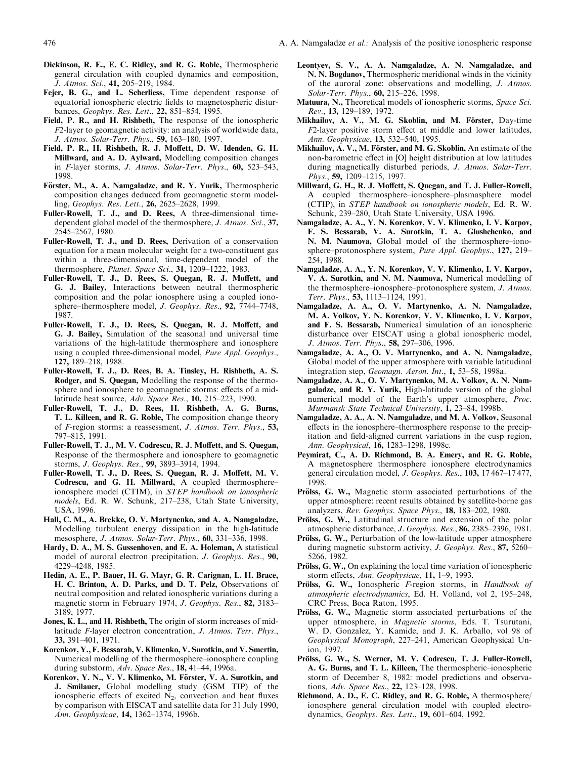**Dickinson, R. E., E. C. Ridley, and R. G. Roble,** Thermospheric general circulation with coupled dynamics and composition, *J. Atmos. Sci.*, **41,** 205–219, 1984.

**Fejer, B. G., and L. Scherliess,** Time dependent response of equatorial ionospheric electric fields to magnetospheric disturbances, *Geophys. Res. Lett.*, **22,** 851–854, 1995.

**Field, P. R., and H. Rishbeth,** The response of the ionospheric F2-layer to geomagnetic activity: an analysis of worldwide data, *J. Atmos. Solar-Terr. Phys.*, **59,** 163–180, 1997.

**Field, P. R., H. Rishbeth, R. J. Moffett, D. W. Idenden, G. H. Millward, and A. D. Aylward,** Modelling composition changes in F-layer storms, *J. Atmos. Solar-Terr. Phys.*, **60,** 523–543, 1998.

**Förster, M., A. A. Namgaladze, and R. Y. Yurik,** Thermospheric composition changes deduced from geomagnetic storm modelling, *Geophys. Res. Lett.*, **26,** 2625–2628, 1999.

**Fuller-Rowell, T. J., and D. Rees,** A three-dimensional time-dependent global model of the thermosphere, *J. Atmos. Sci.*, **37,** 2545–2567, 1980.

**Fuller-Rowell, T. J., and D. Rees,** Derivation of a conservation equation for a mean molecular weight for a two-constituent gas within a three-dimensional, time-dependent model of the thermosphere, *Planet. Space Sci.*, **31,** 1209–1222, 1983.

**Fuller-Rowell, T. J., D. Rees, S. Quegan, R. J. Moffett, and G. J. Bailey,** Interactions between neutral thermospheric composition and the polar ionosphere using a coupled ionosphere–thermosphere model, *J. Geophys. Res.*, **92,** 7744–7748, 1987.

**Fuller-Rowell, T. J., D. Rees, S. Quegan, R. J. Moffett, and G. J. Bailey,** Simulation of the seasonal and universal time variations of the high-latitude thermosphere and ionosphere using a coupled three-dimensional model, *Pure Appl. Geophys.*, **127,** 189–218, 1988.

**Fuller-Rowell, T. J., D. Rees, B. A. Tinsley, H. Rishbeth, A. S. Rodger, and S. Quegan,** Modelling the response of the thermosphere and ionosphere to geomagnetic storms: effects of a mid-latitude heat source, *Adv. Space Res.*, **10,** 215–223, 1990.

**Fuller-Rowell, T. J., D. Rees, H. Rishbeth, A. G. Burns, T. L. Killeen, and R. G. Roble,** The composition change theory of F-region storms: a reassessment, *J. Atmos. Terr. Phys.*, **53,** 797–815, 1991.

**Fuller-Rowell, T. J., M. V. Codrescu, R. J. Moffett, and S. Quegan,** Response of the thermosphere and ionosphere to geomagnetic storms, *J. Geophys. Res.*, **99,** 3893–3914, 1994.

**Fuller-Rowell, T. J., D. Rees, S. Quegan, R. J. Moffett, M. V. Codrescu, and G. H. Millward,** A coupled thermosphere–ionosphere model (CTIM), in *STEP handbook on ionospheric models*, Ed. R. W. Schunk, 217–238, Utah State University, USA, 1996.

**Hall, C. M., A. Brekke, O. V. Martynenko, and A. A. Namgaladze,** Modelling turbulent energy dissipation in the high-latitude mesosphere, *J. Atmos. Solar-Terr. Phys.*, **60,** 331–336, 1998.

**Hardy, D. A., M. S. Gussenhoven, and E. A. Holeman,** A statistical model of auroral electron precipitation, *J. Geophys. Res.*, **90,** 4229–4248, 1985.

**Hedin, A. E., P. Bauer, H. G. Mayr, G. R. Carignan, L. H. Brace, H. C. Brinton, A. D. Parks, and D. T. Pelz,** Observations of neutral composition and related ionospheric variations during a magnetic storm in February 1974, *J. Geophys. Res.*, **82,** 3183–3189, 1977.

**Jones, K. L., and H. Rishbeth,** The origin of storm increases of mid-latitude F-layer electron concentration, *J. Atmos. Terr. Phys.*, **33,** 391–401, 1971.

**Korenkov, Y., F. Bessarab, V. Klimenko, V. Surotkin, and V. Smertin,** Numerical modelling of the thermosphere–ionosphere coupling during substorm, *Adv. Space Res.*, **18,** 41–44, 1996a.

**Korenkov, Y. N., V. V. Klimenko, M. Förster, V. A. Surotkin, and J. Smilauer,** Global modelling study (GSM TIP) of the ionospheric effects of excited $N_2$, convection and heat fluxes by comparison with EISCAT and satellite data for 31 July 1990, *Ann. Geophysicae*, **14,** 1362–1374, 1996b.

**Leontyev, S. V., A. A. Namgaladze, A. N. Namgaladze, and N. N. Bogdanov,** Thermospheric meridional winds in the vicinity of the auroral zone: observations and modelling, *J. Atmos. Solar-Terr. Phys.*, **60,** 215–226, 1998.

**Matuura, N.,** Theoretical models of ionospheric storms, *Space Sci. Rev.*, **13,** 129–189, 1972.

**Mikhailov, A. V., M. G. Skoblin, and M. Förster,** Day-time F2-layer positive storm effect at middle and lower latitudes, *Ann. Geophysicae*, **13,** 532–540, 1995.

**Mikhailov, A. V., M. Förster, and M. G. Skoblin,** An estimate of the non-barometric effect in [O] height distribution at low latitudes during magnetically disturbed periods, *J. Atmos. Solar-Terr. Phys.*, **59,** 1209–1215, 1997.

**Millward, G. H., R. J. Moffett, S. Quegan, and T. J. Fuller-Rowell,** A coupled thermosphere–ionosphere–plasmasphere model (CTIP), in *STEP handbook on ionospheric models*, Ed. R. W. Schunk, 239–280, Utah State University, USA 1996.

**Namgaladze, A. A., Y. N. Korenkov, V. V. Klimenko, I. V. Karpov, F. S. Bessarab, V. A. Surotkin, T. A. Glushchenko, and N. M. Naumova,** Global model of the thermosphere–ionosphere–protonosphere system, *Pure Appl. Geophys.*, **127,** 219–254, 1988.

**Namgaladze, A. A., Y. N. Korenkov, V. V. Klimenko, I. V. Karpov, V. A. Surotkin, and N. M. Naumova,** Numerical modelling of the thermosphere–ionosphere–protonosphere system, *J. Atmos. Terr. Phys.*, **53,** 1113–1124, 1991.

**Namgaladze, A. A., O. V. Martynenko, A. N. Namgaladze, M. A. Volkov, Y. N. Korenkov, V. V. Klimenko, I. V. Karpov, and F. S. Bessarab,** Numerical simulation of an ionospheric disturbance over EISCAT using a global ionospheric model, *J. Atmos. Terr. Phys.*, **58,** 297–306, 1996.

**Namgaladze, A. A., O. V. Martynenko, and A. N. Namgaladze,** Global model of the upper atmosphere with variable latitudinal integration step, *Geomagn. Aeron. Int.*, **1,** 53–58, 1998a.

**Namgaladze, A. A., O. V. Martynenko, M. A. Volkov, A. N. Namgaladze, and R. Y. Yurik,** High-latitude version of the global numerical model of the Earth's upper atmosphere, *Proc. Murmansk State Technical University*, **1,** 23–84, 1998b.

**Namgaladze, A. A., A. N. Namgaladze, and M. A. Volkov,** Seasonal effects in the ionosphere–thermosphere response to the precipitation and field-aligned current variations in the cusp region, *Ann. Geophysical*, **16,** 1283–1298, 1998c.

**Peymirat, C., A. D. Richmond, B. A. Emery, and R. G. Roble,** A magnetosphere thermosphere ionosphere electrodynamics general circulation model, *J. Geophys. Res.*, **103,** 17 467–17 477, 1998.

**Prölss, G. W.,** Magnetic storm associated perturbations of the upper atmosphere: recent results obtained by satellite-borne gas analyzers, *Rev. Geophys. Space Phys.*, **18,** 183–202, 1980.

**Prölss, G. W.,** Latitudinal structure and extension of the polar atmospheric disturbance, *J. Geophys. Res.*, **86,** 2385–2396, 1981.

**Prölss, G. W.,** Perturbation of the low-latitude upper atmosphere during magnetic substorm activity, *J. Geophys. Res.*, **87,** 5260–5266, 1982.

**Prölss, G. W.,** On explaining the local time variation of ionospheric storm effects, *Ann. Geophysicae*, **11,** 1–9, 1993.

**Prölss, G. W.,** Ionospheric F-region storms, in *Handbook of atmospheric electrodynamics*, Ed. H. Volland, vol 2, 195–248, CRC Press, Boca Raton, 1995.

**Prölss, G. W.,** Magnetic storm associated perturbations of the upper atmosphere, in *Magnetic storms*, Eds. T. Tsurutani, W. D. Gonzalez, Y. Kamide, and J. K. Arballo, vol 98 of *Geophysical Monograph*, 227–241, American Geophysical Union, 1997.

**Prölss, G. W., S. Werner, M. V. Codrescu, T. J. Fuller-Rowell, A. G. Burns, and T. L. Killeen,** The thermospheric–ionospheric storm of December 8, 1982: model predictions and observations, *Adv. Space Res.*, **22,** 123–128, 1998.

**Richmond, A. D., E. C. Ridley, and R. G. Roble,** A thermosphere/ionosphere general circulation model with coupled electrodynamics, *Geophys. Res. Lett.*, **19,** 601–604, 1992.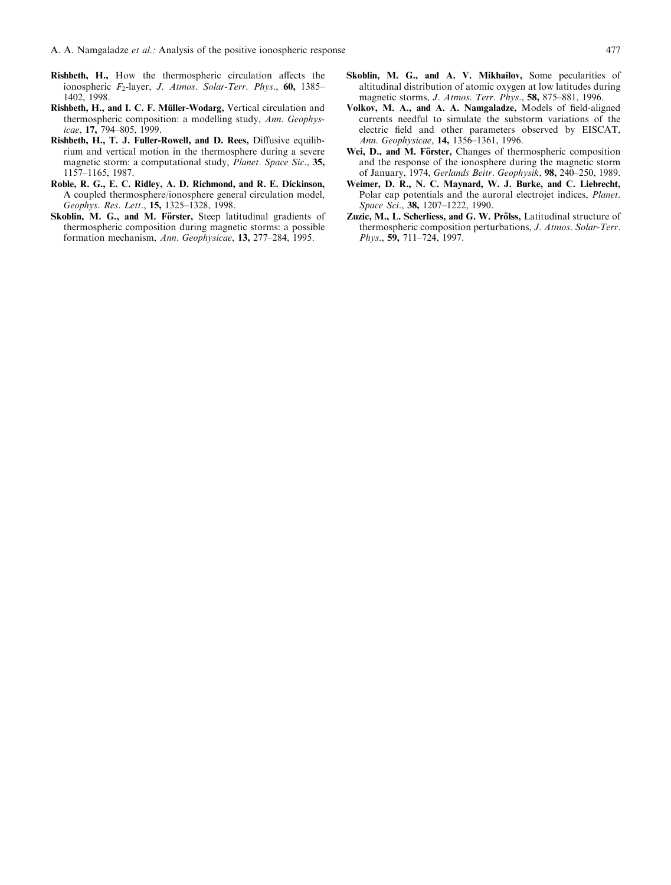**Rishbeth, H.,** How the thermospheric circulation affects the ionospheric $F_2$-layer, *J. Atmos. Solar-Terr. Phys.*, **60,** 1385–1402, 1998.

**Rishbeth, H., and I. C. F. Müller-Wodarg,** Vertical circulation and thermospheric composition: a modelling study, *Ann. Geophysicae*, **17,** 794–805, 1999.

**Rishbeth, H., T. J. Fuller-Rowell, and D. Rees,** Diffusive equilibrium and vertical motion in the thermosphere during a severe magnetic storm: a computational study, *Planet. Space Sic.*, **35,** 1157–1165, 1987.

**Roble, R. G., E. C. Ridley, A. D. Richmond, and R. E. Dickinson,** A coupled thermosphere/ionosphere general circulation model, *Geophys. Res. Lett.*, **15,** 1325–1328, 1998.

**Skoblin, M. G., and M. Förster,** Steep latitudinal gradients of thermospheric composition during magnetic storms: a possible formation mechanism, *Ann. Geophysicae*, **13,** 277–284, 1995.

**Skoblin, M. G., and A. V. Mikhailov,** Some pecularities of altitudinal distribution of atomic oxygen at low latitudes during magnetic storms, *J. Atmos. Terr. Phys.*, **58,** 875–881, 1996.

**Volkov, M. A., and A. A. Namgaladze,** Models of field-aligned currents needful to simulate the substorm variations of the electric field and other parameters observed by EISCAT, *Ann. Geophysicae*, **14,** 1356–1361, 1996.

**Wei, D., and M. Förster,** Changes of thermospheric composition and the response of the ionosphere during the magnetic storm of January, 1974, *Gerlands Beitr. Geophysik*, **98,** 240–250, 1989.

**Weimer, D. R., N. C. Maynard, W. J. Burke, and C. Liebrecht,** Polar cap potentials and the auroral electrojet indices, *Planet. Space Sci.*, **38,** 1207–1222, 1990.

**Zuzic, M., L. Scherliess, and G. W. Prölss,** Latitudinal structure of thermospheric composition perturbations, *J. Atmos. Solar-Terr. Phys.*, **59,** 711–724, 1997.